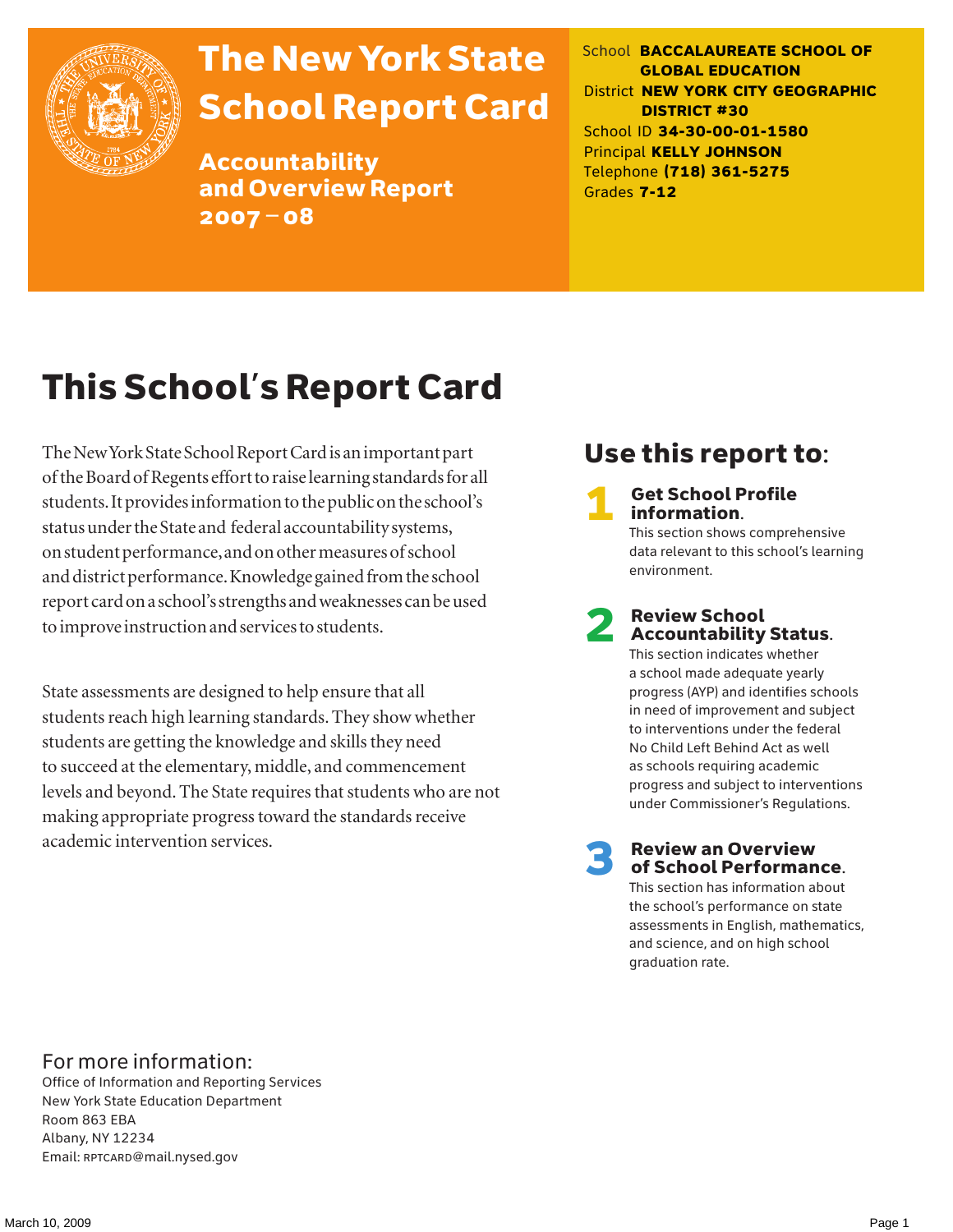# The New York State School Report Card

## Accountability and Overview Report 2007 – 08

School **BACCALAUREATE SCHOOL OF GLOBAL EDUCATION**
District **NEW YORK CITY GEOGRAPHIC DISTRICT #30**
School ID **34-30-00-01-1580**
Principal **KELLY JOHNSON**
Telephone **(718) 361-5275**
Grades **7-12**

# This School's Report Card

The New York State School Report Card is an important part of the Board of Regents effort to raise learning standards for all students. It provides information to the public on the school's status under the State and federal accountability systems, on student performance, and on other measures of school and district performance. Knowledge gained from the school report card on a school's strengths and weaknesses can be used to improve instruction and services to students.

State assessments are designed to help ensure that all students reach high learning standards. They show whether students are getting the knowledge and skills they need to succeed at the elementary, middle, and commencement levels and beyond. The State requires that students who are not making appropriate progress toward the standards receive academic intervention services.

## Use this report to:

**1 Get School Profile information.**
This section shows comprehensive data relevant to this school's learning environment.

**2 Review School Accountability Status.**
This section indicates whether a school made adequate yearly progress (AYP) and identifies schools in need of improvement and subject to interventions under the federal No Child Left Behind Act as well as schools requiring academic progress and subject to interventions under Commissioner's Regulations.

**3 Review an Overview of School Performance.**
This section has information about the school's performance on state assessments in English, mathematics, and science, and on high school graduation rate.

## For more information:

Office of Information and Reporting Services
New York State Education Department
Room 863 EBA
Albany, NY 12234
Email: RPTCARD@mail.nysed.gov

March 10, 2009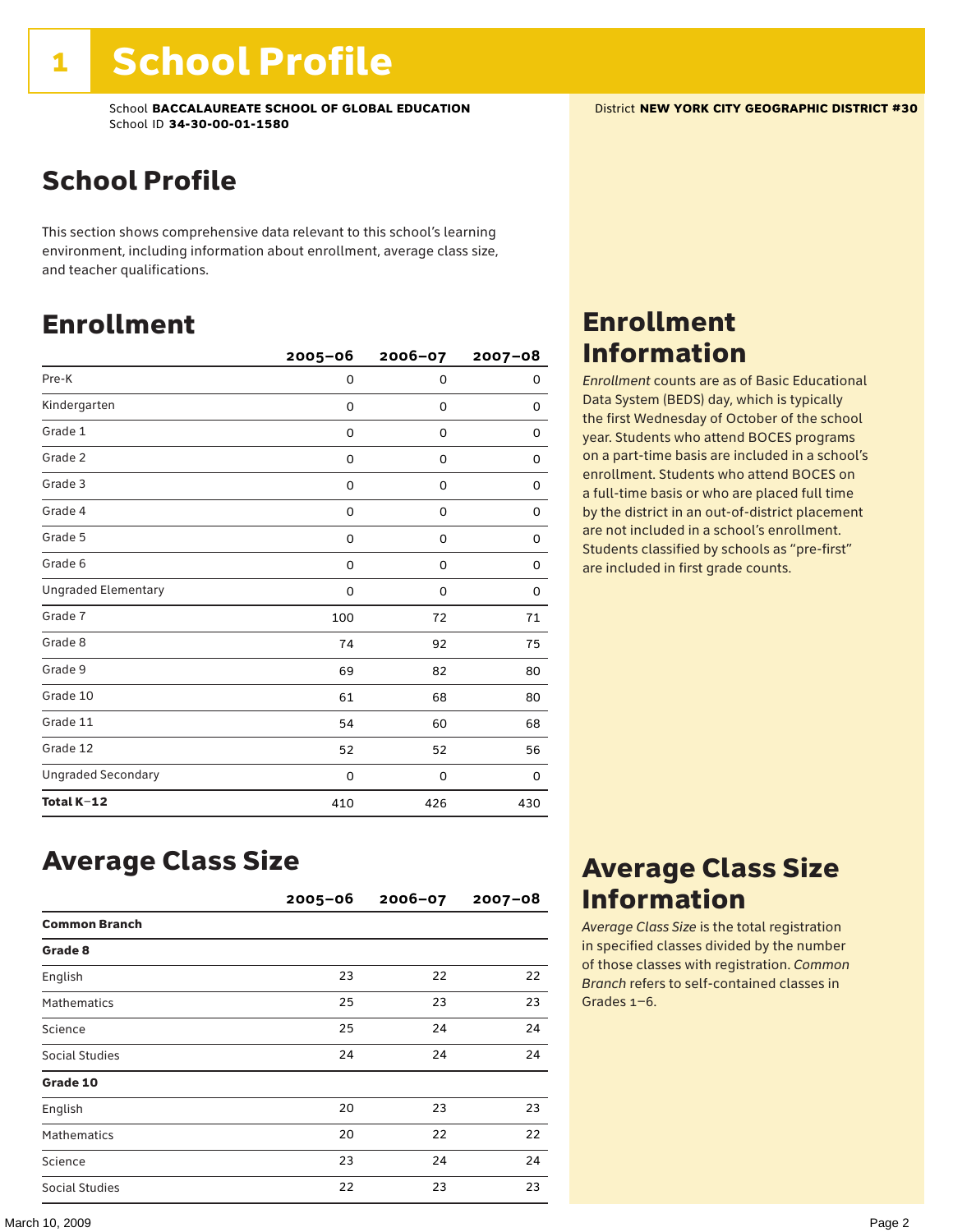# 1 School Profile

School **BACCALAUREATE SCHOOL OF GLOBAL EDUCATION**
School ID **34-30-00-01-1580**

District **NEW YORK CITY GEOGRAPHIC DISTRICT #30**

## School Profile

This section shows comprehensive data relevant to this school's learning environment, including information about enrollment, average class size, and teacher qualifications.

## Enrollment

| | 2005–06 | 2006–07 | 2007–08 |
|---|---|---|---|
| Pre-K | 0 | 0 | 0 |
| Kindergarten | 0 | 0 | 0 |
| Grade 1 | 0 | 0 | 0 |
| Grade 2 | 0 | 0 | 0 |
| Grade 3 | 0 | 0 | 0 |
| Grade 4 | 0 | 0 | 0 |
| Grade 5 | 0 | 0 | 0 |
| Grade 6 | 0 | 0 | 0 |
| Ungraded Elementary | 0 | 0 | 0 |
| Grade 7 | 100 | 72 | 71 |
| Grade 8 | 74 | 92 | 75 |
| Grade 9 | 69 | 82 | 80 |
| Grade 10 | 61 | 68 | 80 |
| Grade 11 | 54 | 60 | 68 |
| Grade 12 | 52 | 52 | 56 |
| Ungraded Secondary | 0 | 0 | 0 |
| **Total K–12** | 410 | 426 | 430 |

## Enrollment Information

*Enrollment* counts are as of Basic Educational Data System (BEDS) day, which is typically the first Wednesday of October of the school year. Students who attend BOCES programs on a part-time basis are included in a school's enrollment. Students who attend BOCES on a full-time basis or who are placed full time by the district in an out-of-district placement are not included in a school's enrollment. Students classified by schools as "pre-first" are included in first grade counts.

## Average Class Size

| | 2005–06 | 2006–07 | 2007–08 |
|---|---|---|---|
| **Common Branch** | | | |
| **Grade 8** | | | |
| English | 23 | 22 | 22 |
| Mathematics | 25 | 23 | 23 |
| Science | 25 | 24 | 24 |
| Social Studies | 24 | 24 | 24 |
| **Grade 10** | | | |
| English | 20 | 23 | 23 |
| Mathematics | 20 | 22 | 22 |
| Science | 23 | 24 | 24 |
| Social Studies | 22 | 23 | 23 |

## Average Class Size Information

*Average Class Size* is the total registration in specified classes divided by the number of those classes with registration. *Common Branch* refers to self-contained classes in Grades 1–6.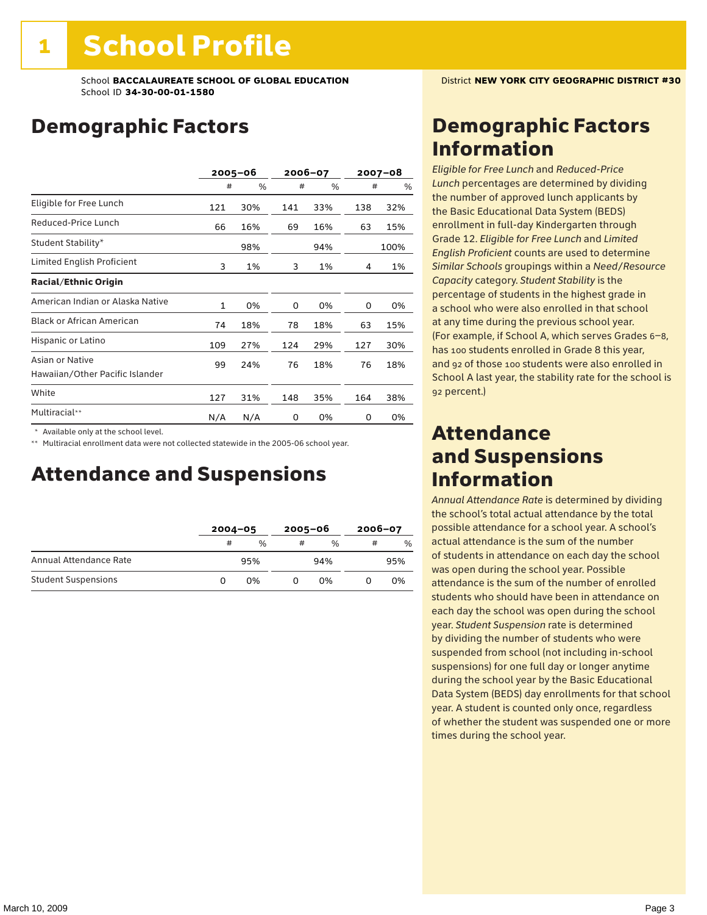# 1 School Profile

School **BACCALAUREATE SCHOOL OF GLOBAL EDUCATION**
School ID **34-30-00-01-1580**

District **NEW YORK CITY GEOGRAPHIC DISTRICT #30**

## Demographic Factors

| | 2005–06 | | 2006–07 | | 2007–08 | |
|---|---|---|---|---|---|---|
| | # | % | # | % | # | % |
| Eligible for Free Lunch | 121 | 30% | 141 | 33% | 138 | 32% |
| Reduced-Price Lunch | 66 | 16% | 69 | 16% | 63 | 15% |
| Student Stability* | | 98% | | 94% | | 100% |
| Limited English Proficient | 3 | 1% | 3 | 1% | 4 | 1% |
| **Racial/Ethnic Origin** | | | | | | |
| American Indian or Alaska Native | 1 | 0% | 0 | 0% | 0 | 0% |
| Black or African American | 74 | 18% | 78 | 18% | 63 | 15% |
| Hispanic or Latino | 109 | 27% | 124 | 29% | 127 | 30% |
| Asian or Native Hawaiian/Other Pacific Islander | 99 | 24% | 76 | 18% | 76 | 18% |
| White | 127 | 31% | 148 | 35% | 164 | 38% |
| Multiracial** | N/A | N/A | 0 | 0% | 0 | 0% |

\* Available only at the school level.

\*\* Multiracial enrollment data were not collected statewide in the 2005-06 school year.

## Attendance and Suspensions

| | 2004–05 | | 2005–06 | | 2006–07 | |
|---|---|---|---|---|---|---|
| | # | % | # | % | # | % |
| Annual Attendance Rate | | 95% | | 94% | | 95% |
| Student Suspensions | 0 | 0% | 0 | 0% | 0 | 0% |

## Demographic Factors Information

*Eligible for Free Lunch* and *Reduced-Price Lunch* percentages are determined by dividing the number of approved lunch applicants by the Basic Educational Data System (BEDS) enrollment in full-day Kindergarten through Grade 12. *Eligible for Free Lunch* and *Limited English Proficient* counts are used to determine *Similar Schools* groupings within a *Need/Resource Capacity* category. *Student Stability* is the percentage of students in the highest grade in a school who were also enrolled in that school at any time during the previous school year. (For example, if School A, which serves Grades 6–8, has 100 students enrolled in Grade 8 this year, and 92 of those 100 students were also enrolled in School A last year, the stability rate for the school is 92 percent.)

## Attendance and Suspensions Information

*Annual Attendance Rate* is determined by dividing the school's total actual attendance by the total possible attendance for a school year. A school's actual attendance is the sum of the number of students in attendance on each day the school was open during the school year. Possible attendance is the sum of the number of enrolled students who should have been in attendance on each day the school was open during the school year. *Student Suspension* rate is determined by dividing the number of students who were suspended from school (not including in-school suspensions) for one full day or longer anytime during the school year by the Basic Educational Data System (BEDS) day enrollments for that school year. A student is counted only once, regardless of whether the student was suspended one or more times during the school year.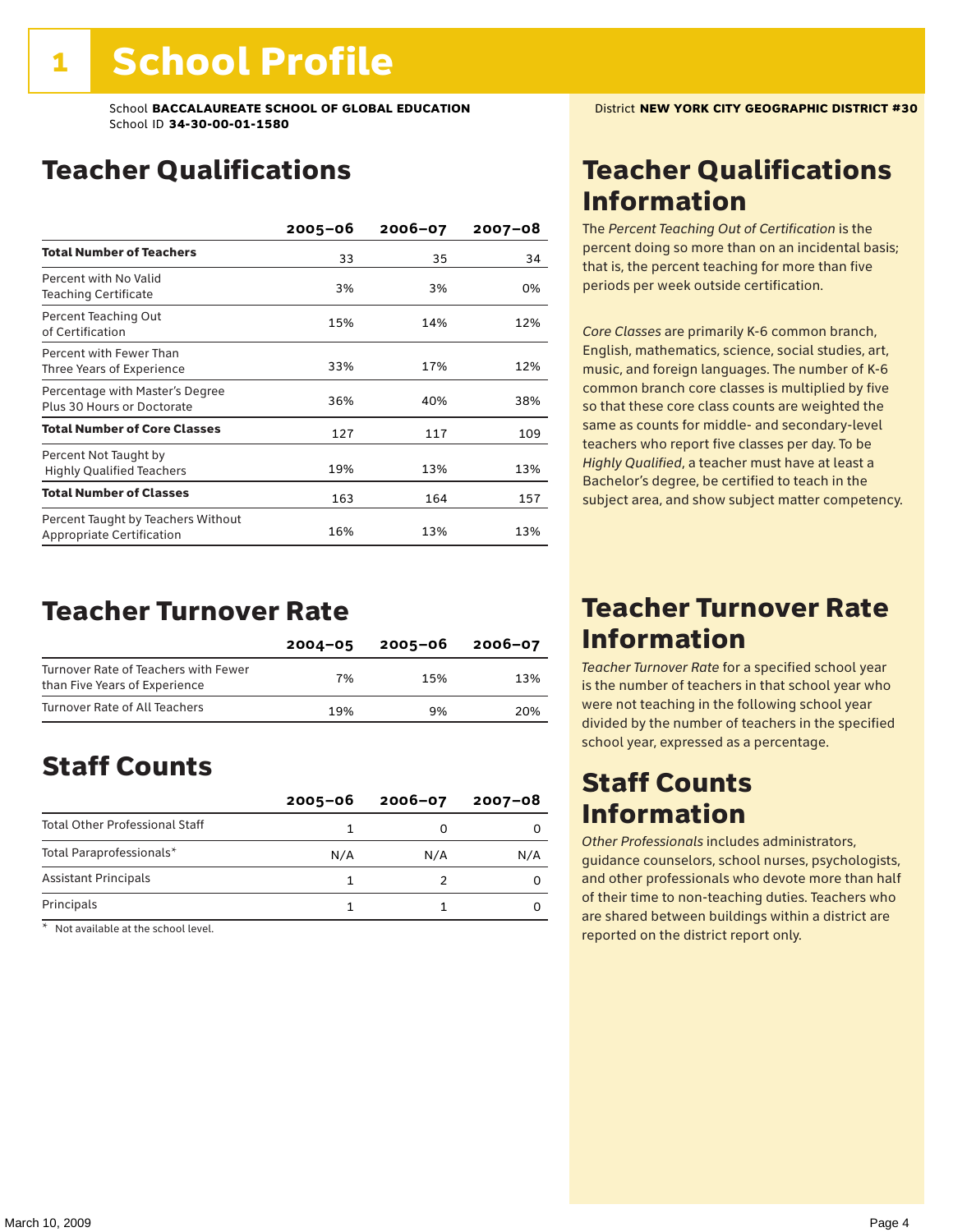# 1 School Profile

School **BACCALAUREATE SCHOOL OF GLOBAL EDUCATION**
School ID **34-30-00-01-1580**

District **NEW YORK CITY GEOGRAPHIC DISTRICT #30**

## Teacher Qualifications

| | 2005–06 | 2006–07 | 2007–08 |
|---|---|---|---|
| **Total Number of Teachers** | 33 | 35 | 34 |
| Percent with No Valid Teaching Certificate | 3% | 3% | 0% |
| Percent Teaching Out of Certification | 15% | 14% | 12% |
| Percent with Fewer Than Three Years of Experience | 33% | 17% | 12% |
| Percentage with Master's Degree Plus 30 Hours or Doctorate | 36% | 40% | 38% |
| **Total Number of Core Classes** | 127 | 117 | 109 |
| Percent Not Taught by Highly Qualified Teachers | 19% | 13% | 13% |
| **Total Number of Classes** | 163 | 164 | 157 |
| Percent Taught by Teachers Without Appropriate Certification | 16% | 13% | 13% |

## Teacher Qualifications Information

The *Percent Teaching Out of Certification* is the percent doing so more than on an incidental basis; that is, the percent teaching for more than five periods per week outside certification.

*Core Classes* are primarily K-6 common branch, English, mathematics, science, social studies, art, music, and foreign languages. The number of K-6 common branch core classes is multiplied by five so that these core class counts are weighted the same as counts for middle- and secondary-level teachers who report five classes per day. To be *Highly Qualified*, a teacher must have at least a Bachelor's degree, be certified to teach in the subject area, and show subject matter competency.

## Teacher Turnover Rate

| | 2004–05 | 2005–06 | 2006–07 |
|---|---|---|---|
| Turnover Rate of Teachers with Fewer than Five Years of Experience | 7% | 15% | 13% |
| Turnover Rate of All Teachers | 19% | 9% | 20% |

## Teacher Turnover Rate Information

*Teacher Turnover Rate* for a specified school year is the number of teachers in that school year who were not teaching in the following school year divided by the number of teachers in the specified school year, expressed as a percentage.

## Staff Counts

| | 2005–06 | 2006–07 | 2007–08 |
|---|---|---|---|
| Total Other Professional Staff | 1 | 0 | 0 |
| Total Paraprofessionals* | N/A | N/A | N/A |
| Assistant Principals | 1 | 2 | 0 |
| Principals | 1 | 1 | 0 |

\* Not available at the school level.

## Staff Counts Information

*Other Professionals* includes administrators, guidance counselors, school nurses, psychologists, and other professionals who devote more than half of their time to non-teaching duties. Teachers who are shared between buildings within a district are reported on the district report only.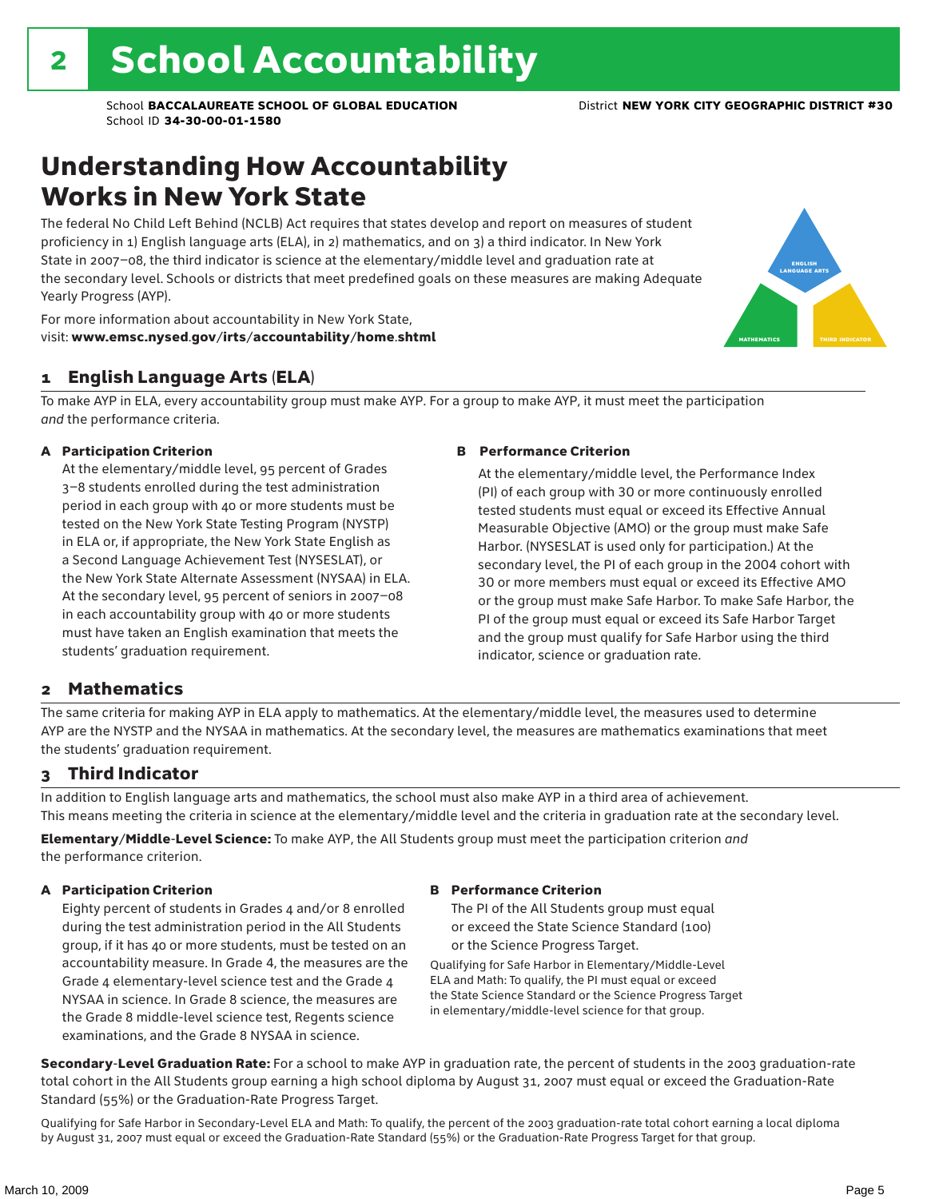# 2 School Accountability

School **BACCALAUREATE SCHOOL OF GLOBAL EDUCATION**
School ID **34-30-00-01-1580**

District **NEW YORK CITY GEOGRAPHIC DISTRICT #30**

## Understanding How Accountability Works in New York State

The federal No Child Left Behind (NCLB) Act requires that states develop and report on measures of student proficiency in 1) English language arts (ELA), in 2) mathematics, and on 3) a third indicator. In New York State in 2007–08, the third indicator is science at the elementary/middle level and graduation rate at the secondary level. Schools or districts that meet predefined goals on these measures are making Adequate Yearly Progress (AYP).

For more information about accountability in New York State, visit: **www.emsc.nysed.gov/irts/accountability/home.shtml**

ENGLISH LANGUAGE ARTS
MATHEMATICS
THIRD INDICATOR

### 1 English Language Arts (ELA)

To make AYP in ELA, every accountability group must make AYP. For a group to make AYP, it must meet the participation *and* the performance criteria.

**A Participation Criterion**

At the elementary/middle level, 95 percent of Grades 3–8 students enrolled during the test administration period in each group with 40 or more students must be tested on the New York State Testing Program (NYSTP) in ELA or, if appropriate, the New York State English as a Second Language Achievement Test (NYSESLAT), or the New York State Alternate Assessment (NYSAA) in ELA. At the secondary level, 95 percent of seniors in 2007–08 in each accountability group with 40 or more students must have taken an English examination that meets the students' graduation requirement.

**B Performance Criterion**

At the elementary/middle level, the Performance Index (PI) of each group with 30 or more continuously enrolled tested students must equal or exceed its Effective Annual Measurable Objective (AMO) or the group must make Safe Harbor. (NYSESLAT is used only for participation.) At the secondary level, the PI of each group in the 2004 cohort with 30 or more members must equal or exceed its Effective AMO or the group must make Safe Harbor. To make Safe Harbor, the PI of the group must equal or exceed its Safe Harbor Target and the group must qualify for Safe Harbor using the third indicator, science or graduation rate.

### 2 Mathematics

The same criteria for making AYP in ELA apply to mathematics. At the elementary/middle level, the measures used to determine AYP are the NYSTP and the NYSAA in mathematics. At the secondary level, the measures are mathematics examinations that meet the students' graduation requirement.

### 3 Third Indicator

In addition to English language arts and mathematics, the school must also make AYP in a third area of achievement. This means meeting the criteria in science at the elementary/middle level and the criteria in graduation rate at the secondary level.

**Elementary/Middle-Level Science:** To make AYP, the All Students group must meet the participation criterion *and* the performance criterion.

**A Participation Criterion**

Eighty percent of students in Grades 4 and/or 8 enrolled during the test administration period in the All Students group, if it has 40 or more students, must be tested on an accountability measure. In Grade 4, the measures are the Grade 4 elementary-level science test and the Grade 4 NYSAA in science. In Grade 8 science, the measures are the Grade 8 middle-level science test, Regents science examinations, and the Grade 8 NYSAA in science.

**B Performance Criterion**

The PI of the All Students group must equal or exceed the State Science Standard (100) or the Science Progress Target.

Qualifying for Safe Harbor in Elementary/Middle-Level ELA and Math: To qualify, the PI must equal or exceed the State Science Standard or the Science Progress Target in elementary/middle-level science for that group.

**Secondary-Level Graduation Rate:** For a school to make AYP in graduation rate, the percent of students in the 2003 graduation-rate total cohort in the All Students group earning a high school diploma by August 31, 2007 must equal or exceed the Graduation-Rate Standard (55%) or the Graduation-Rate Progress Target.

Qualifying for Safe Harbor in Secondary-Level ELA and Math: To qualify, the percent of the 2003 graduation-rate total cohort earning a local diploma by August 31, 2007 must equal or exceed the Graduation-Rate Standard (55%) or the Graduation-Rate Progress Target for that group.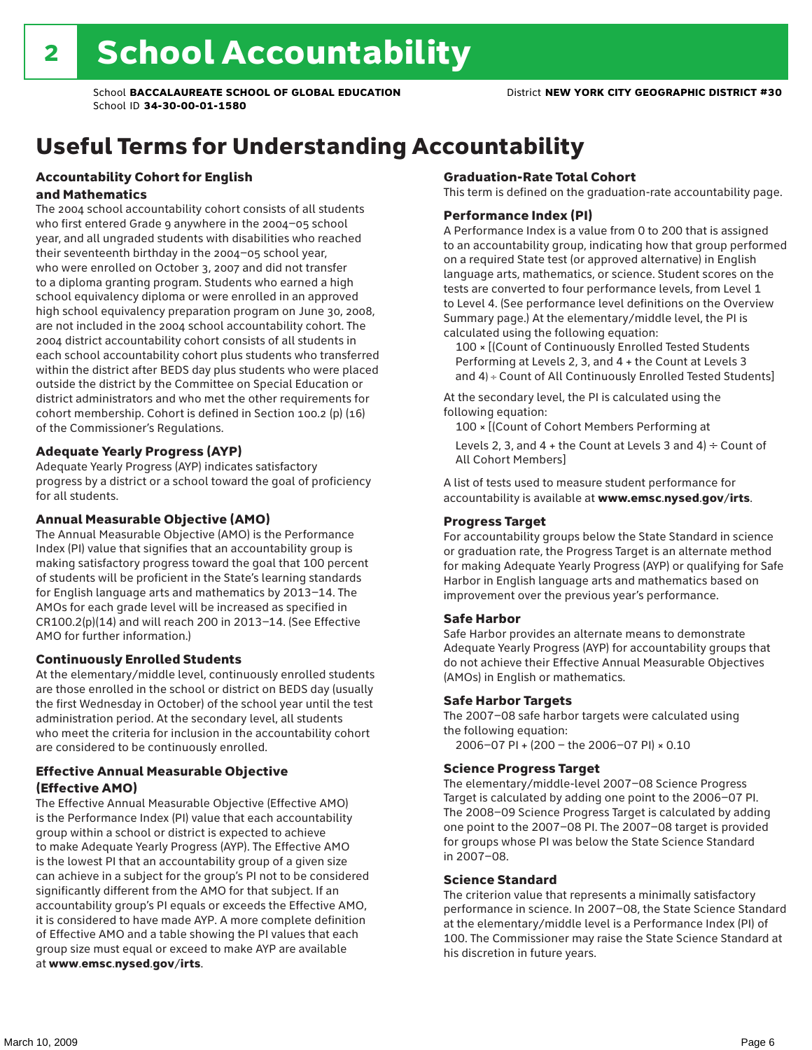# 2 School Accountability

School **BACCALAUREATE SCHOOL OF GLOBAL EDUCATION**
School ID **34-30-00-01-1580**
District **NEW YORK CITY GEOGRAPHIC DISTRICT #30**

## Useful Terms for Understanding Accountability

### Accountability Cohort for English and Mathematics

The 2004 school accountability cohort consists of all students who first entered Grade 9 anywhere in the 2004–05 school year, and all ungraded students with disabilities who reached their seventeenth birthday in the 2004–05 school year, who were enrolled on October 3, 2007 and did not transfer to a diploma granting program. Students who earned a high school equivalency diploma or were enrolled in an approved high school equivalency preparation program on June 30, 2008, are not included in the 2004 school accountability cohort. The 2004 district accountability cohort consists of all students in each school accountability cohort plus students who transferred within the district after BEDS day plus students who were placed outside the district by the Committee on Special Education or district administrators and who met the other requirements for cohort membership. Cohort is defined in Section 100.2 (p) (16) of the Commissioner's Regulations.

### Adequate Yearly Progress (AYP)

Adequate Yearly Progress (AYP) indicates satisfactory progress by a district or a school toward the goal of proficiency for all students.

### Annual Measurable Objective (AMO)

The Annual Measurable Objective (AMO) is the Performance Index (PI) value that signifies that an accountability group is making satisfactory progress toward the goal that 100 percent of students will be proficient in the State's learning standards for English language arts and mathematics by 2013–14. The AMOs for each grade level will be increased as specified in CR100.2(p)(14) and will reach 200 in 2013–14. (See Effective AMO for further information.)

### Continuously Enrolled Students

At the elementary/middle level, continuously enrolled students are those enrolled in the school or district on BEDS day (usually the first Wednesday in October) of the school year until the test administration period. At the secondary level, all students who meet the criteria for inclusion in the accountability cohort are considered to be continuously enrolled.

### Effective Annual Measurable Objective (Effective AMO)

The Effective Annual Measurable Objective (Effective AMO) is the Performance Index (PI) value that each accountability group within a school or district is expected to achieve to make Adequate Yearly Progress (AYP). The Effective AMO is the lowest PI that an accountability group of a given size can achieve in a subject for the group's PI not to be considered significantly different from the AMO for that subject. If an accountability group's PI equals or exceeds the Effective AMO, it is considered to have made AYP. A more complete definition of Effective AMO and a table showing the PI values that each group size must equal or exceed to make AYP are available at **www.emsc.nysed.gov/irts**.

### Graduation-Rate Total Cohort

This term is defined on the graduation-rate accountability page.

### Performance Index (PI)

A Performance Index is a value from 0 to 200 that is assigned to an accountability group, indicating how that group performed on a required State test (or approved alternative) in English language arts, mathematics, or science. Student scores on the tests are converted to four performance levels, from Level 1 to Level 4. (See performance level definitions on the Overview Summary page.) At the elementary/middle level, the PI is calculated using the following equation:

100 × [(Count of Continuously Enrolled Tested Students Performing at Levels 2, 3, and 4 + the Count at Levels 3 and 4) ÷ Count of All Continuously Enrolled Tested Students]

At the secondary level, the PI is calculated using the following equation:

100 × [(Count of Cohort Members Performing at Levels 2, 3, and 4 + the Count at Levels 3 and 4) ÷ Count of All Cohort Members]

A list of tests used to measure student performance for accountability is available at **www.emsc.nysed.gov/irts**.

### Progress Target

For accountability groups below the State Standard in science or graduation rate, the Progress Target is an alternate method for making Adequate Yearly Progress (AYP) or qualifying for Safe Harbor in English language arts and mathematics based on improvement over the previous year's performance.

### Safe Harbor

Safe Harbor provides an alternate means to demonstrate Adequate Yearly Progress (AYP) for accountability groups that do not achieve their Effective Annual Measurable Objectives (AMOs) in English or mathematics.

### Safe Harbor Targets

The 2007–08 safe harbor targets were calculated using the following equation:

2006–07 PI + (200 – the 2006–07 PI) × 0.10

### Science Progress Target

The elementary/middle-level 2007–08 Science Progress Target is calculated by adding one point to the 2006–07 PI. The 2008–09 Science Progress Target is calculated by adding one point to the 2007–08 PI. The 2007–08 target is provided for groups whose PI was below the State Science Standard in 2007–08.

### Science Standard

The criterion value that represents a minimally satisfactory performance in science. In 2007–08, the State Science Standard at the elementary/middle level is a Performance Index (PI) of 100. The Commissioner may raise the State Science Standard at his discretion in future years.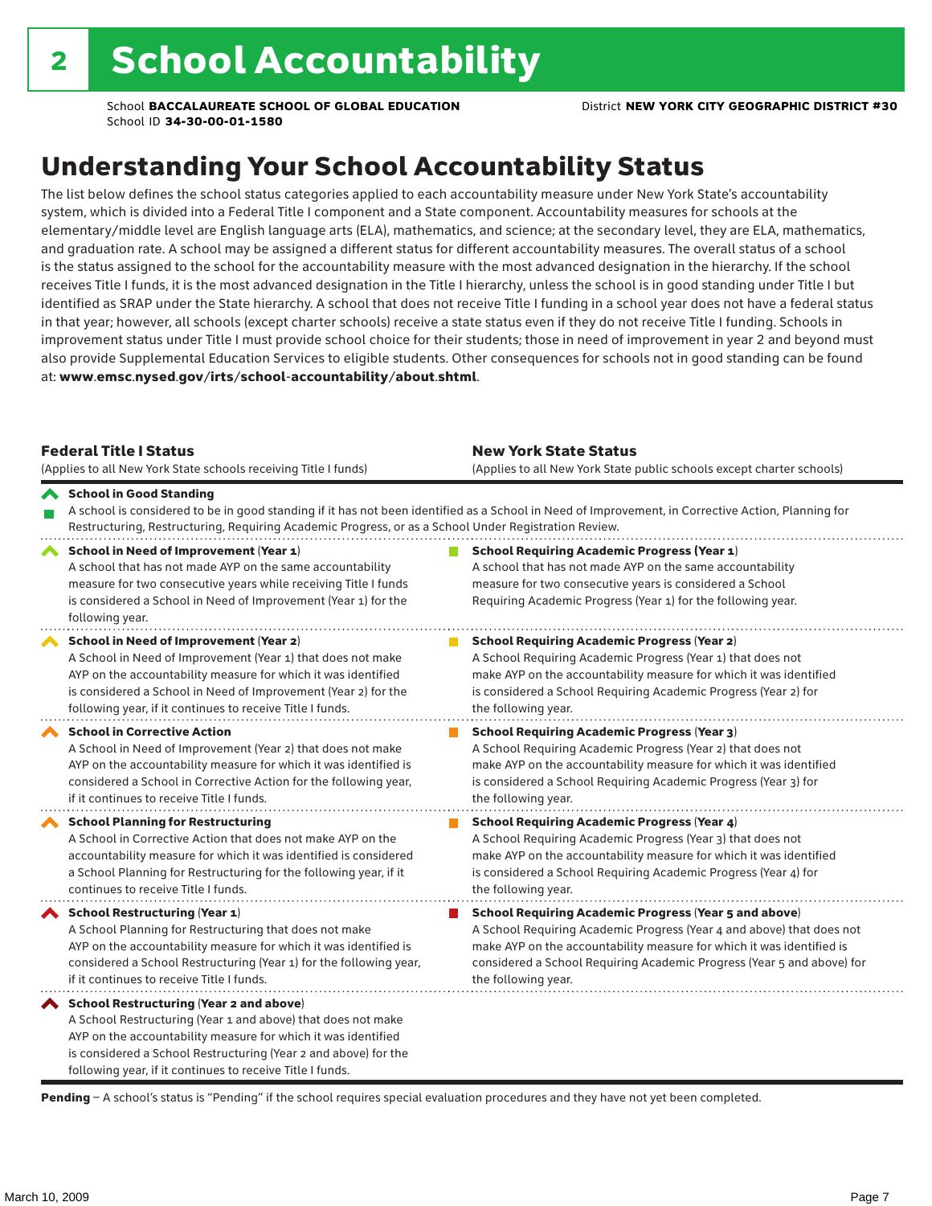# 2 School Accountability

School **BACCALAUREATE SCHOOL OF GLOBAL EDUCATION**
School ID **34-30-00-01-1580**

District **NEW YORK CITY GEOGRAPHIC DISTRICT #30**

## Understanding Your School Accountability Status

The list below defines the school status categories applied to each accountability measure under New York State's accountability system, which is divided into a Federal Title I component and a State component. Accountability measures for schools at the elementary/middle level are English language arts (ELA), mathematics, and science; at the secondary level, they are ELA, mathematics, and graduation rate. A school may be assigned a different status for different accountability measures. The overall status of a school is the status assigned to the school for the accountability measure with the most advanced designation in the hierarchy. If the school receives Title I funds, it is the most advanced designation in the Title I hierarchy, unless the school is in good standing under Title I but identified as SRAP under the State hierarchy. A school that does not receive Title I funding in a school year does not have a federal status in that year; however, all schools (except charter schools) receive a state status even if they do not receive Title I funding. Schools in improvement status under Title I must provide school choice for their students; those in need of improvement in year 2 and beyond must also provide Supplemental Education Services to eligible students. Other consequences for schools not in good standing can be found at: **www.emsc.nysed.gov/irts/school-accountability/about.shtml**.

| **Federal Title I Status** (Applies to all New York State schools receiving Title I funds) | **New York State Status** (Applies to all New York State public schools except charter schools) |
|---|---|
| **School in Good Standing** A school is considered to be in good standing if it has not been identified as a School in Need of Improvement, in Corrective Action, Planning for Restructuring, Restructuring, Requiring Academic Progress, or as a School Under Registration Review. | |
| **School in Need of Improvement (Year 1)** A school that has not made AYP on the same accountability measure for two consecutive years while receiving Title I funds is considered a School in Need of Improvement (Year 1) for the following year. | **School Requiring Academic Progress (Year 1)** A school that has not made AYP on the same accountability measure for two consecutive years is considered a School Requiring Academic Progress (Year 1) for the following year. |
| **School in Need of Improvement (Year 2)** A School in Need of Improvement (Year 1) that does not make AYP on the accountability measure for which it was identified is considered a School in Need of Improvement (Year 2) for the following year, if it continues to receive Title I funds. | **School Requiring Academic Progress (Year 2)** A School Requiring Academic Progress (Year 1) that does not make AYP on the accountability measure for which it was identified is considered a School Requiring Academic Progress (Year 2) for the following year. |
| **School in Corrective Action** A School in Need of Improvement (Year 2) that does not make AYP on the accountability measure for which it was identified is considered a School in Corrective Action for the following year, if it continues to receive Title I funds. | **School Requiring Academic Progress (Year 3)** A School Requiring Academic Progress (Year 2) that does not make AYP on the accountability measure for which it was identified is considered a School Requiring Academic Progress (Year 3) for the following year. |
| **School Planning for Restructuring** A School in Corrective Action that does not make AYP on the accountability measure for which it was identified is considered a School Planning for Restructuring for the following year, if it continues to receive Title I funds. | **School Requiring Academic Progress (Year 4)** A School Requiring Academic Progress (Year 3) that does not make AYP on the accountability measure for which it was identified is considered a School Requiring Academic Progress (Year 4) for the following year. |
| **School Restructuring (Year 1)** A School Planning for Restructuring that does not make AYP on the accountability measure for which it was identified is considered a School Restructuring (Year 1) for the following year, if it continues to receive Title I funds. | **School Requiring Academic Progress (Year 5 and above)** A School Requiring Academic Progress (Year 4 and above) that does not make AYP on the accountability measure for which it was identified is considered a School Requiring Academic Progress (Year 5 and above) for the following year. |
| **School Restructuring (Year 2 and above)** A School Restructuring (Year 1 and above) that does not make AYP on the accountability measure for which it was identified is considered a School Restructuring (Year 2 and above) for the following year, if it continues to receive Title I funds. | |

**Pending** – A school's status is "Pending" if the school requires special evaluation procedures and they have not yet been completed.

March 10, 2009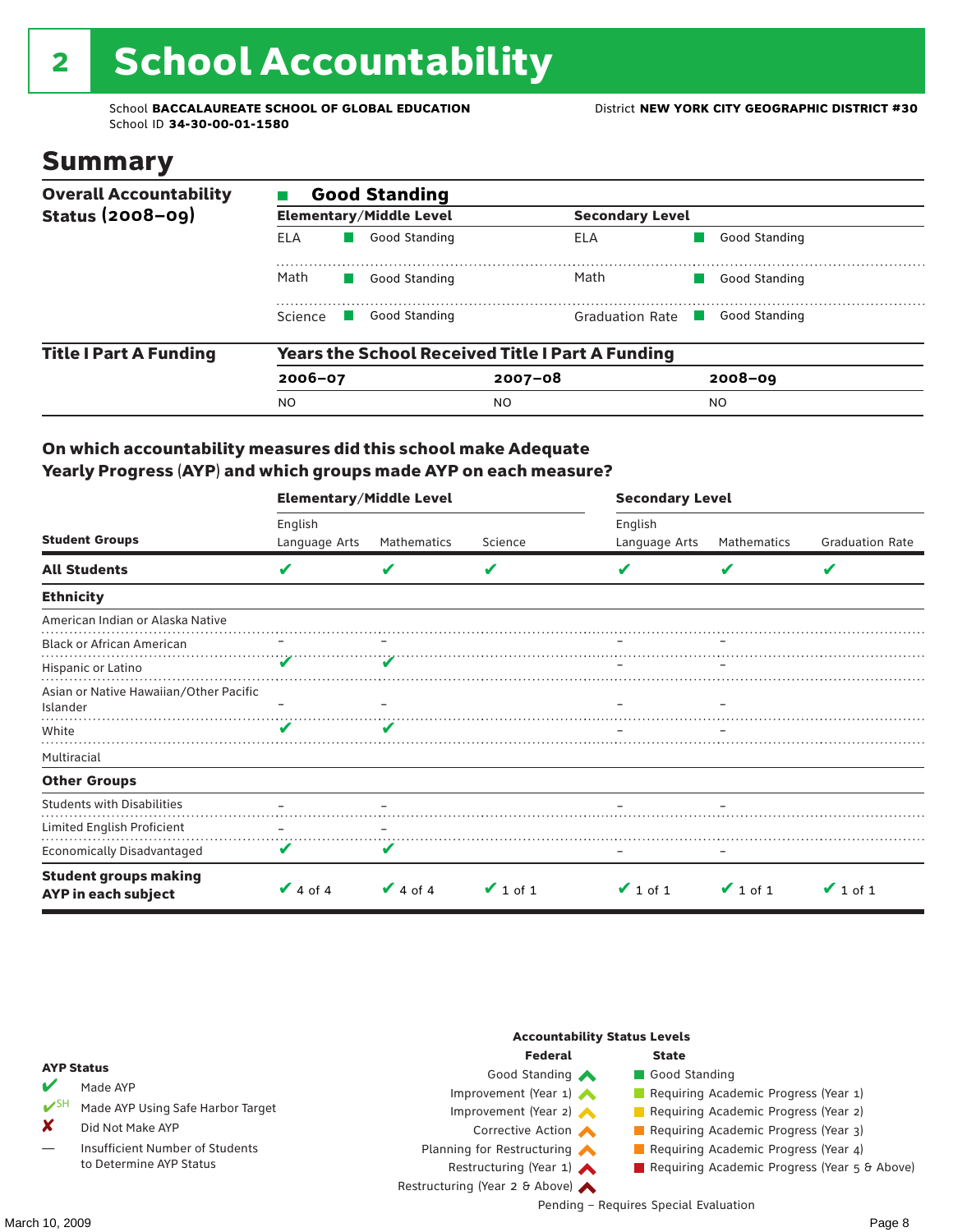# 2 School Accountability

School **BACCALAUREATE SCHOOL OF GLOBAL EDUCATION**
School ID **34-30-00-01-1580**

District **NEW YORK CITY GEOGRAPHIC DISTRICT #30**

## Summary

**Overall Accountability Status (2008–09)**

**Good Standing**

| Elementary/Middle Level | | Secondary Level | |
|---|---|---|---|
| ELA | Good Standing | ELA | Good Standing |
| Math | Good Standing | Math | Good Standing |
| Science | Good Standing | Graduation Rate | Good Standing |

**Title I Part A Funding**

**Years the School Received Title I Part A Funding**

| 2006–07 | 2007–08 | 2008–09 |
|---|---|---|
| NO | NO | NO |

### On which accountability measures did this school make Adequate Yearly Progress (AYP) and which groups made AYP on each measure?

| Student Groups | Elementary/Middle Level English Language Arts | Elementary/Middle Level Mathematics | Elementary/Middle Level Science | Secondary Level English Language Arts | Secondary Level Mathematics | Secondary Level Graduation Rate |
|---|---|---|---|---|---|---|
| **All Students** | ✔ | ✔ | ✔ | ✔ | ✔ | ✔ |
| **Ethnicity** | | | | | | |
| American Indian or Alaska Native | | | | | | |
| Black or African American | – | – | | – | – | |
| Hispanic or Latino | ✔ | ✔ | | – | – | |
| Asian or Native Hawaiian/Other Pacific Islander | – | – | | – | – | |
| White | ✔ | ✔ | | – | – | |
| Multiracial | | | | | | |
| **Other Groups** | | | | | | |
| Students with Disabilities | – | – | | – | – | |
| Limited English Proficient | – | – | | | | |
| Economically Disadvantaged | ✔ | ✔ | | – | – | |
| **Student groups making AYP in each subject** | ✔ 4 of 4 | ✔ 4 of 4 | ✔ 1 of 1 | ✔ 1 of 1 | ✔ 1 of 1 | ✔ 1 of 1 |

**AYP Status**

- ✔ Made AYP
- ✔SH Made AYP Using Safe Harbor Target
- ✘ Did Not Make AYP
- — Insufficient Number of Students to Determine AYP Status

**Accountability Status Levels**

| Federal | State |
|---|---|
| Good Standing | Good Standing |
| Improvement (Year 1) | Requiring Academic Progress (Year 1) |
| Improvement (Year 2) | Requiring Academic Progress (Year 2) |
| Corrective Action | Requiring Academic Progress (Year 3) |
| Planning for Restructuring | Requiring Academic Progress (Year 4) |
| Restructuring (Year 1) | Requiring Academic Progress (Year 5 & Above) |
| Restructuring (Year 2 & Above) | |

Pending – Requires Special Evaluation

March 10, 2009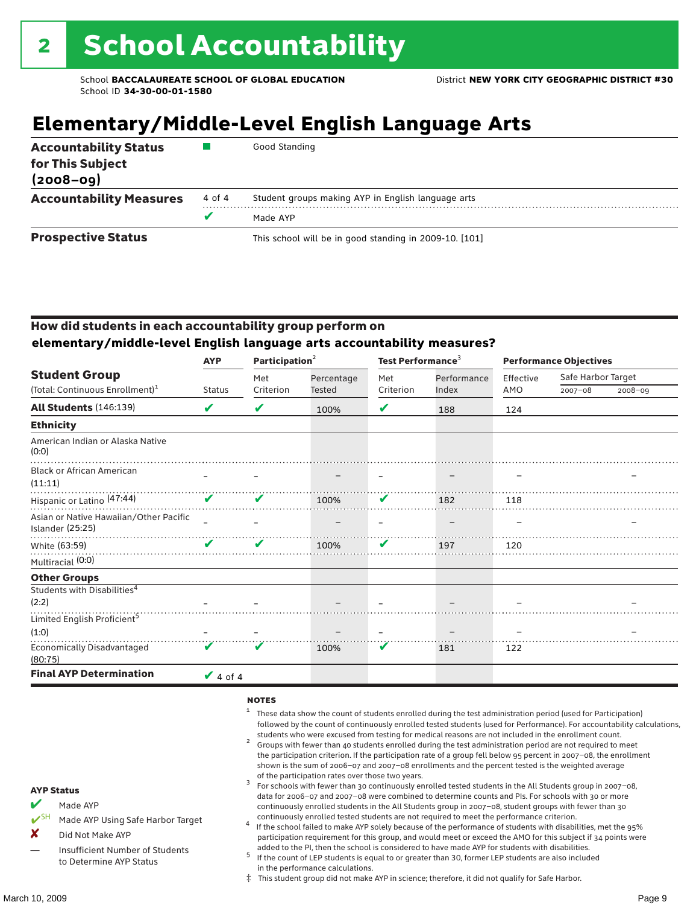# 2 School Accountability

School **BACCALAUREATE SCHOOL OF GLOBAL EDUCATION**
School ID **34-30-00-01-1580**
District **NEW YORK CITY GEOGRAPHIC DISTRICT #30**

## Elementary/Middle-Level English Language Arts

| | | |
|---|---|---|
| **Accountability Status for This Subject (2008–09)** | ■ | Good Standing |
| **Accountability Measures** | 4 of 4 | Student groups making AYP in English language arts |
| | ✔ | Made AYP |
| **Prospective Status** | | This school will be in good standing in 2009-10. [101] |

### How did students in each accountability group perform on elementary/middle-level English language arts accountability measures?

| Student Group (Total: Continuous Enrollment)[1] | AYP Status | Participation[2] Met Criterion | Participation[2] Percentage Tested | Test Performance[3] Met Criterion | Test Performance[3] Performance Index | Performance Objectives Effective AMO | Safe Harbor Target 2007–08 | Safe Harbor Target 2008–09 |
|---|---|---|---|---|---|---|---|---|
| **All Students** (146:139) | ✔ | ✔ | 100% | ✔ | 188 | 124 | | |
| **Ethnicity** | | | | | | | | |
| American Indian or Alaska Native (0:0) | | | | | | | | |
| Black or African American (11:11) | – | – | – | – | – | – | | – |
| Hispanic or Latino (47:44) | ✔ | ✔ | 100% | ✔ | 182 | 118 | | |
| Asian or Native Hawaiian/Other Pacific Islander (25:25) | – | – | – | – | – | – | | – |
| White (63:59) | ✔ | ✔ | 100% | ✔ | 197 | 120 | | |
| Multiracial (0:0) | | | | | | | | |
| **Other Groups** | | | | | | | | |
| Students with Disabilities[4] (2:2) | – | – | – | – | – | – | | – |
| Limited English Proficient[5] (1:0) | – | – | – | – | – | – | | – |
| Economically Disadvantaged (80:75) | ✔ | ✔ | 100% | ✔ | 181 | 122 | | |
| **Final AYP Determination** | ✔ 4 of 4 | | | | | | | |

**AYP Status**

- ✔ Made AYP
- ✔SH Made AYP Using Safe Harbor Target
- ✘ Did Not Make AYP
- — Insufficient Number of Students to Determine AYP Status

**NOTES**

1. These data show the count of students enrolled during the test administration period (used for Participation) followed by the count of continuously enrolled tested students (used for Performance). For accountability calculations, students who were excused from testing for medical reasons are not included in the enrollment count.
2. Groups with fewer than 40 students enrolled during the test administration period are not required to meet the participation criterion. If the participation rate of a group fell below 95 percent in 2007–08, the enrollment shown is the sum of 2006–07 and 2007–08 enrollments and the percent tested is the weighted average of the participation rates over those two years.
3. For schools with fewer than 30 continuously enrolled tested students in the All Students group in 2007–08, data for 2006–07 and 2007–08 were combined to determine counts and PIs. For schools with 30 or more continuously enrolled students in the All Students group in 2007–08, student groups with fewer than 30 continuously enrolled tested students are not required to meet the performance criterion.
4. If the school failed to make AYP solely because of the performance of students with disabilities, met the 95% participation requirement for this group, and would meet or exceed the AMO for this subject if 34 points were added to the PI, then the school is considered to have made AYP for students with disabilities.
5. If the count of LEP students is equal to or greater than 30, former LEP students are also included in the performance calculations.

‡ This student group did not make AYP in science; therefore, it did not qualify for Safe Harbor.

March 10, 2009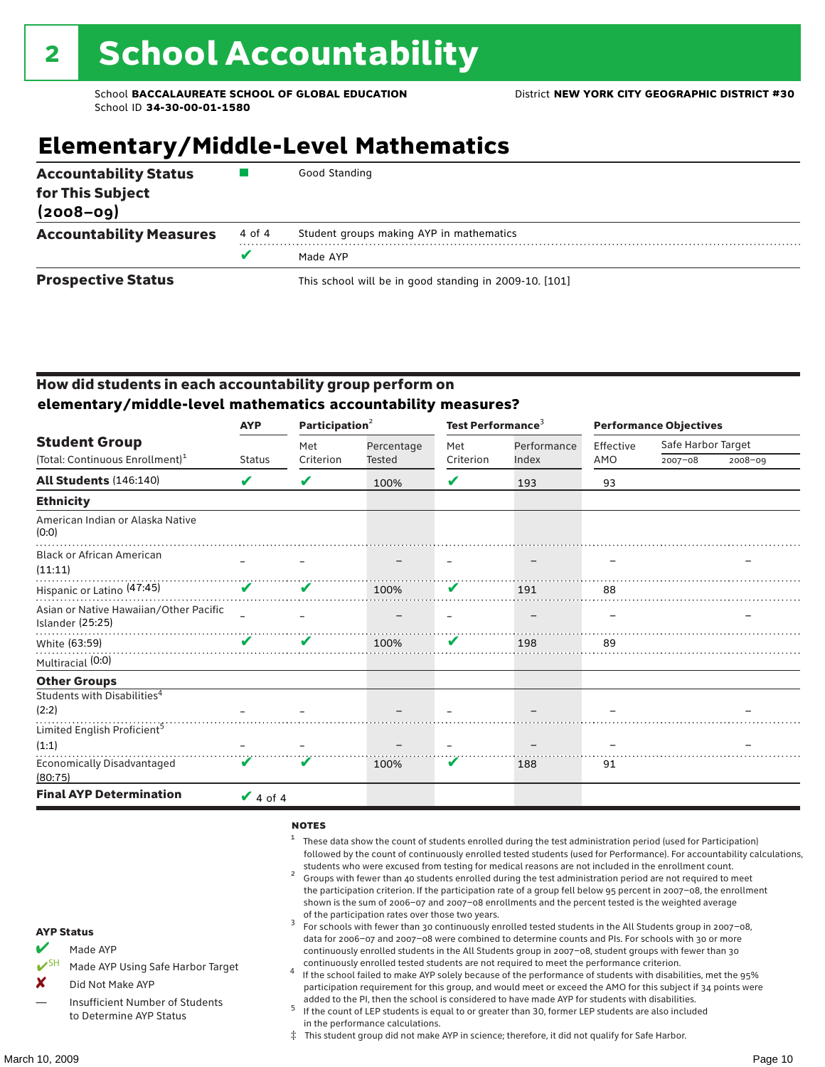# 2 School Accountability

School **BACCALAUREATE SCHOOL OF GLOBAL EDUCATION**
School ID **34-30-00-01-1580**

District **NEW YORK CITY GEOGRAPHIC DISTRICT #30**

## Elementary/Middle-Level Mathematics

| | | |
|---|---|---|
| **Accountability Status for This Subject (2008–09)** | ■ | Good Standing |
| **Accountability Measures** | 4 of 4 | Student groups making AYP in mathematics |
| | ✔ | Made AYP |
| **Prospective Status** | | This school will be in good standing in 2009-10. [101] |

### How did students in each accountability group perform on elementary/middle-level mathematics accountability measures?

| Student Group (Total: Continuous Enrollment)[1] | AYP Status | Participation[2] Met Criterion | Participation[2] Percentage Tested | Test Performance[3] Met Criterion | Test Performance[3] Performance Index | Performance Objectives Effective AMO | Safe Harbor Target 2007–08 | Safe Harbor Target 2008–09 |
|---|---|---|---|---|---|---|---|---|
| **All Students** (146:140) | ✔ | ✔ | 100% | ✔ | 193 | 93 | | |
| **Ethnicity** | | | | | | | | |
| American Indian or Alaska Native (0:0) | | | | | | | | |
| Black or African American (11:11) | – | – | – | – | – | – | | – |
| Hispanic or Latino (47:45) | ✔ | ✔ | 100% | ✔ | 191 | 88 | | |
| Asian or Native Hawaiian/Other Pacific Islander (25:25) | – | – | – | – | – | – | | – |
| White (63:59) | ✔ | ✔ | 100% | ✔ | 198 | 89 | | |
| Multiracial (0:0) | | | | | | | | |
| **Other Groups** | | | | | | | | |
| Students with Disabilities[4] (2:2) | – | – | – | – | – | – | | – |
| Limited English Proficient[5] (1:1) | – | – | – | – | – | – | | – |
| Economically Disadvantaged (80:75) | ✔ | ✔ | 100% | ✔ | 188 | 91 | | |
| **Final AYP Determination** | ✔ 4 of 4 | | | | | | | |

**AYP Status**

- ✔ Made AYP
- ✔SH Made AYP Using Safe Harbor Target
- ✘ Did Not Make AYP
- — Insufficient Number of Students to Determine AYP Status

**NOTES**

1. These data show the count of students enrolled during the test administration period (used for Participation) followed by the count of continuously enrolled tested students (used for Performance). For accountability calculations, students who were excused from testing for medical reasons are not included in the enrollment count.
2. Groups with fewer than 40 students enrolled during the test administration period are not required to meet the participation criterion. If the participation rate of a group fell below 95 percent in 2007–08, the enrollment shown is the sum of 2006–07 and 2007–08 enrollments and the percent tested is the weighted average of the participation rates over those two years.
3. For schools with fewer than 30 continuously enrolled tested students in the All Students group in 2007–08, data for 2006–07 and 2007–08 were combined to determine counts and PIs. For schools with 30 or more continuously enrolled students in the All Students group in 2007–08, student groups with fewer than 30 continuously enrolled tested students are not required to meet the performance criterion.
4. If the school failed to make AYP solely because of the performance of students with disabilities, met the 95% participation requirement for this group, and would meet or exceed the AMO for this subject if 34 points were added to the PI, then the school is considered to have made AYP for students with disabilities.
5. If the count of LEP students is equal to or greater than 30, former LEP students are also included in the performance calculations.

‡ This student group did not make AYP in science; therefore, it did not qualify for Safe Harbor.

March 10, 2009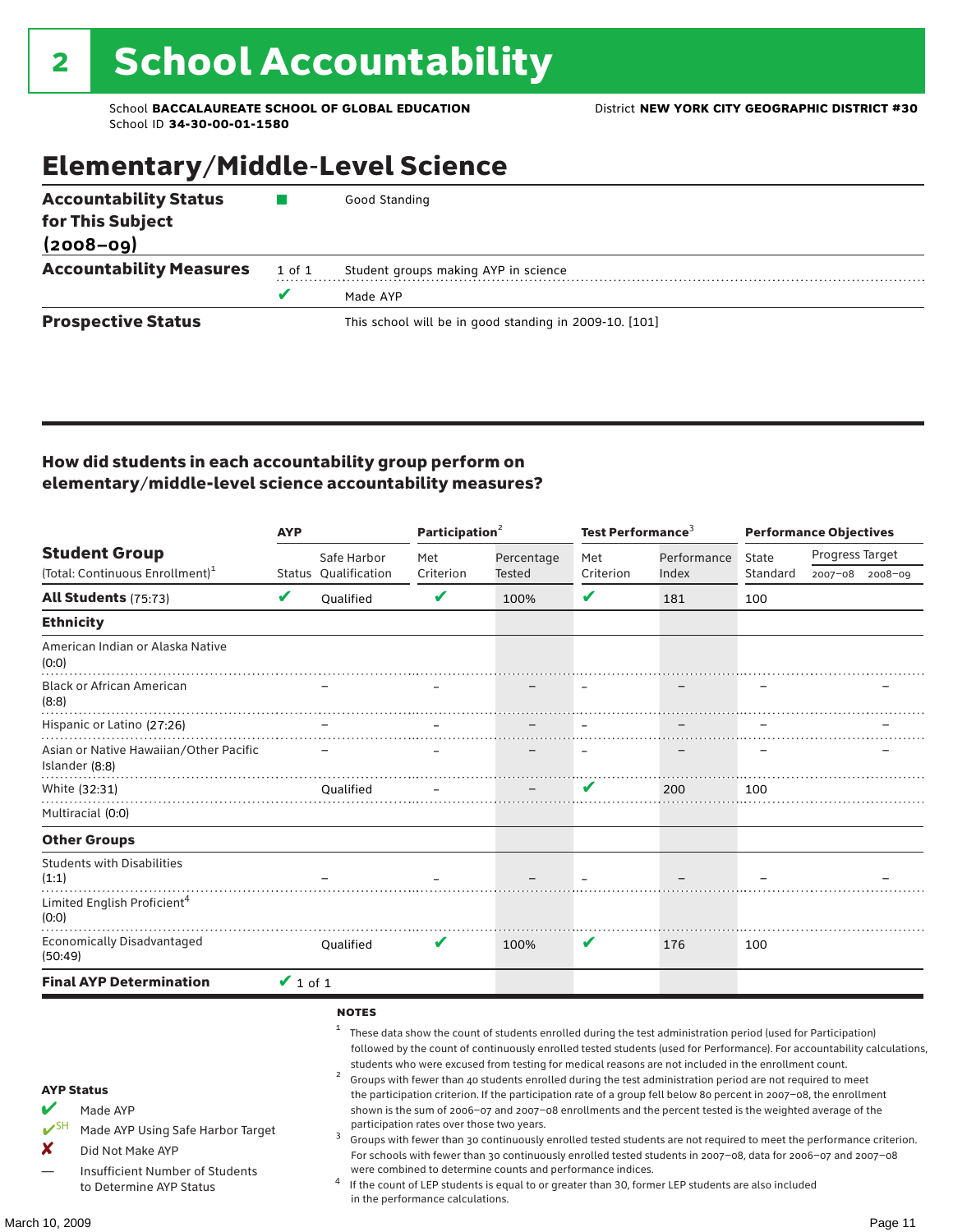# 2 School Accountability

School **BACCALAUREATE SCHOOL OF GLOBAL EDUCATION** District **NEW YORK CITY GEOGRAPHIC DISTRICT #30**
School ID **34-30-00-01-1580**

## Elementary/Middle-Level Science

| | | |
|---|---|---|
| **Accountability Status for This Subject (2008–09)** | ■ | Good Standing |
| **Accountability Measures** | 1 of 1 | Student groups making AYP in science |
| | ✔ | Made AYP |
| **Prospective Status** | | This school will be in good standing in 2009-10. [101] |

### How did students in each accountability group perform on elementary/middle-level science accountability measures?

| Student Group (Total: Continuous Enrollment)[1] | AYP Status | AYP Safe Harbor Qualification | Participation[2] Met Criterion | Participation[2] Percentage Tested | Test Performance[3] Met Criterion | Test Performance[3] Performance Index | Performance Objectives State Standard | Progress Target 2007–08 | Progress Target 2008–09 |
|---|---|---|---|---|---|---|---|---|---|
| **All Students** (75:73) | ✔ | Qualified | ✔ | 100% | ✔ | 181 | 100 | | |
| **Ethnicity** | | | | | | | | | |
| American Indian or Alaska Native (0:0) | | | | | | | | | |
| Black or African American (8:8) | | – | – | – | – | – | – | | – |
| Hispanic or Latino (27:26) | | – | – | – | – | – | – | | – |
| Asian or Native Hawaiian/Other Pacific Islander (8:8) | | – | – | – | – | – | – | | – |
| White (32:31) | | Qualified | – | – | ✔ | 200 | 100 | | |
| Multiracial (0:0) | | | | | | | | | |
| **Other Groups** | | | | | | | | | |
| Students with Disabilities (1:1) | | – | – | – | – | – | – | | – |
| Limited English Proficient[4] (0:0) | | | | | | | | | |
| Economically Disadvantaged (50:49) | | Qualified | ✔ | 100% | ✔ | 176 | 100 | | |
| **Final AYP Determination** | ✔ 1 of 1 | | | | | | | | |

**AYP Status**

- ✔ Made AYP
- ✔SH Made AYP Using Safe Harbor Target
- ✘ Did Not Make AYP
- — Insufficient Number of Students to Determine AYP Status

**NOTES**

1. These data show the count of students enrolled during the test administration period (used for Participation) followed by the count of continuously enrolled tested students (used for Performance). For accountability calculations, students who were excused from testing for medical reasons are not included in the enrollment count.
2. Groups with fewer than 40 students enrolled during the test administration period are not required to meet the participation criterion. If the participation rate of a group fell below 80 percent in 2007–08, the enrollment shown is the sum of 2006–07 and 2007–08 enrollments and the percent tested is the weighted average of the participation rates over those two years.
3. Groups with fewer than 30 continuously enrolled tested students are not required to meet the performance criterion. For schools with fewer than 30 continuously enrolled tested students in 2007–08, data for 2006–07 and 2007–08 were combined to determine counts and performance indices.
4. If the count of LEP students is equal to or greater than 30, former LEP students are also included in the performance calculations.

March 10, 2009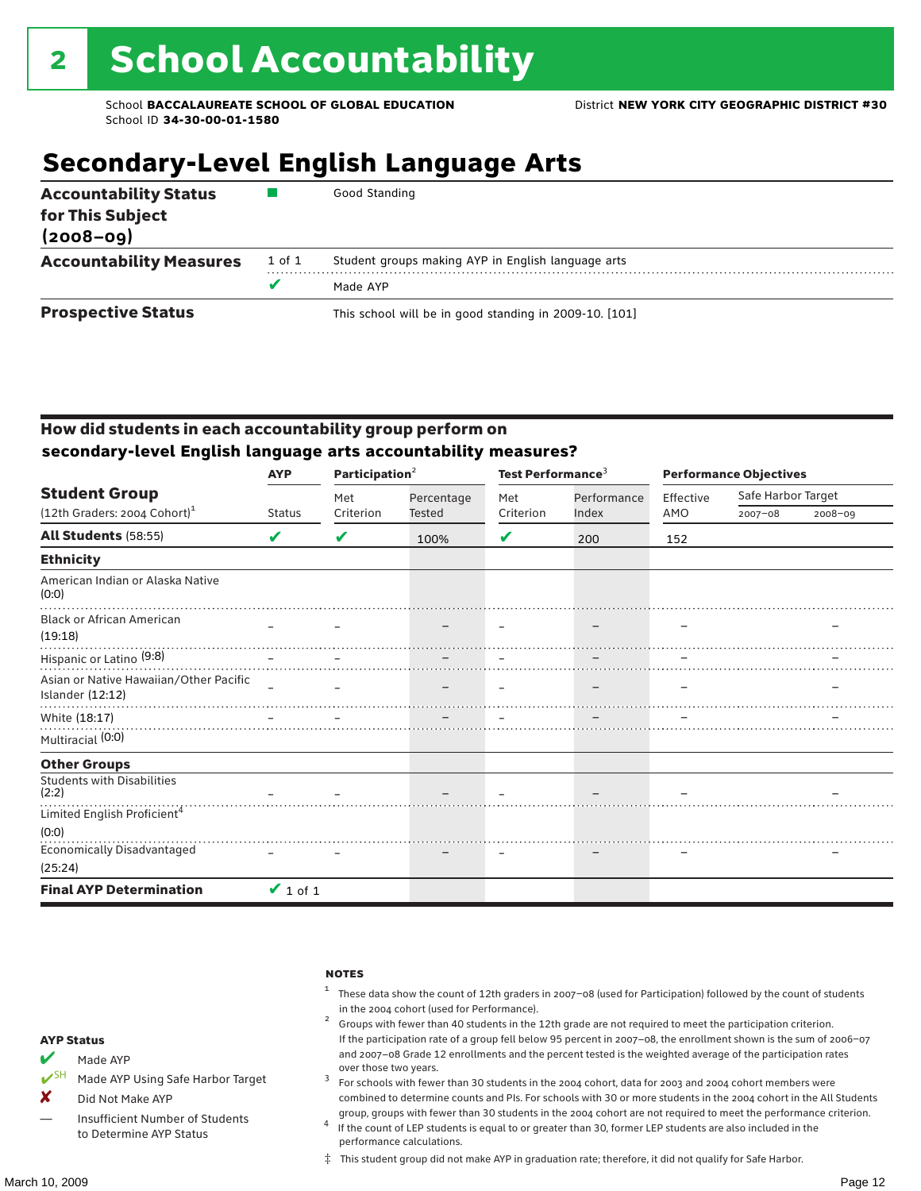# 2 School Accountability

School **BACCALAUREATE SCHOOL OF GLOBAL EDUCATION**
School ID **34-30-00-01-1580**

District **NEW YORK CITY GEOGRAPHIC DISTRICT #30**

## Secondary-Level English Language Arts

| | | |
|---|---|---|
| **Accountability Status for This Subject (2008–09)** | ■ | Good Standing |
| **Accountability Measures** | 1 of 1 | Student groups making AYP in English language arts |
| | ✔ | Made AYP |
| **Prospective Status** | | This school will be in good standing in 2009-10. [101] |

### How did students in each accountability group perform on secondary-level English language arts accountability measures?

| Student Group (12th Graders: 2004 Cohort)[1] | AYP Status | Participation[2] Met Criterion | Participation[2] Percentage Tested | Test Performance[3] Met Criterion | Test Performance[3] Performance Index | Performance Objectives Effective AMO | Safe Harbor Target 2007–08 | Safe Harbor Target 2008–09 |
|---|---|---|---|---|---|---|---|---|
| **All Students** (58:55) | ✔ | ✔ | 100% | ✔ | 200 | 152 | | |
| **Ethnicity** | | | | | | | | |
| American Indian or Alaska Native (0:0) | | | | | | | | |
| Black or African American (19:18) | – | – | – | – | – | – | | – |
| Hispanic or Latino (9:8) | – | – | – | – | – | – | | – |
| Asian or Native Hawaiian/Other Pacific Islander (12:12) | – | – | – | – | – | – | | – |
| White (18:17) | – | – | – | – | – | – | | – |
| Multiracial (0:0) | | | | | | | | |
| **Other Groups** | | | | | | | | |
| Students with Disabilities (2:2) | – | – | – | – | – | – | | – |
| Limited English Proficient[4] (0:0) | | | | | | | | |
| Economically Disadvantaged (25:24) | – | – | – | – | – | – | | – |
| **Final AYP Determination** | ✔ 1 of 1 | | | | | | | |

**AYP Status**

- ✔ Made AYP
- ✔SH Made AYP Using Safe Harbor Target
- ✘ Did Not Make AYP
- — Insufficient Number of Students to Determine AYP Status

**NOTES**

1. These data show the count of 12th graders in 2007–08 (used for Participation) followed by the count of students in the 2004 cohort (used for Performance).
2. Groups with fewer than 40 students in the 12th grade are not required to meet the participation criterion. If the participation rate of a group fell below 95 percent in 2007–08, the enrollment shown is the sum of 2006–07 and 2007–08 Grade 12 enrollments and the percent tested is the weighted average of the participation rates over those two years.
3. For schools with fewer than 30 students in the 2004 cohort, data for 2003 and 2004 cohort members were combined to determine counts and PIs. For schools with 30 or more students in the 2004 cohort in the All Students group, groups with fewer than 30 students in the 2004 cohort are not required to meet the performance criterion.
4. If the count of LEP students is equal to or greater than 30, former LEP students are also included in the performance calculations.

‡ This student group did not make AYP in graduation rate; therefore, it did not qualify for Safe Harbor.

March 10, 2009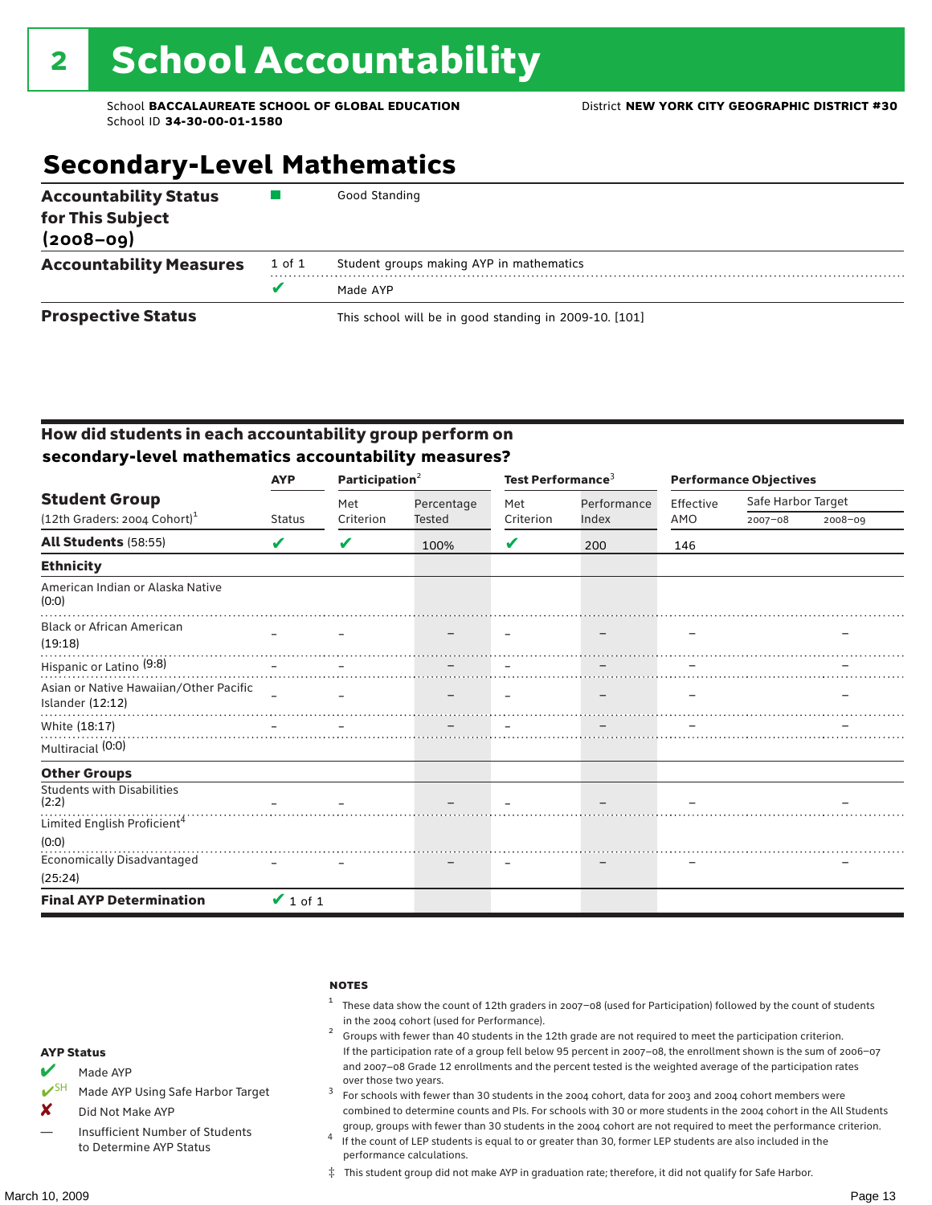# 2 School Accountability

School **BACCALAUREATE SCHOOL OF GLOBAL EDUCATION**
School ID **34-30-00-01-1580**

District **NEW YORK CITY GEOGRAPHIC DISTRICT #30**

## Secondary-Level Mathematics

| | | |
|---|---|---|
| **Accountability Status for This Subject (2008–09)** | ■ | Good Standing |
| **Accountability Measures** | 1 of 1 | Student groups making AYP in mathematics |
| | ✔ | Made AYP |
| **Prospective Status** | | This school will be in good standing in 2009-10. [101] |

### How did students in each accountability group perform on secondary-level mathematics accountability measures?

| Student Group (12th Graders: 2004 Cohort)[1] | AYP | Participation[2] | | Test Performance[3] | | Performance Objectives | | |
|---|---|---|---|---|---|---|---|---|
| | Status | Met Criterion | Percentage Tested | Met Criterion | Performance Index | Effective AMO | Safe Harbor Target 2007–08 | Safe Harbor Target 2008–09 |
| **All Students** (58:55) | ✔ | ✔ | 100% | ✔ | 200 | 146 | | |
| **Ethnicity** | | | | | | | | |
| American Indian or Alaska Native (0:0) | | | | | | | | |
| Black or African American (19:18) | – | – | – | – | – | – | | – |
| Hispanic or Latino (9:8) | – | – | – | – | – | – | | – |
| Asian or Native Hawaiian/Other Pacific Islander (12:12) | – | – | – | – | – | – | | – |
| White (18:17) | – | – | – | – | – | – | | – |
| Multiracial (0:0) | | | | | | | | |
| **Other Groups** | | | | | | | | |
| Students with Disabilities (2:2) | – | – | – | – | – | – | | – |
| Limited English Proficient[4] (0:0) | | | | | | | | |
| Economically Disadvantaged (25:24) | – | – | – | – | – | – | | – |
| **Final AYP Determination** | ✔ 1 of 1 | | | | | | | |

**AYP Status**

- ✔ Made AYP
- ✔SH Made AYP Using Safe Harbor Target
- ✘ Did Not Make AYP
- — Insufficient Number of Students to Determine AYP Status

**NOTES**

1. These data show the count of 12th graders in 2007–08 (used for Participation) followed by the count of students in the 2004 cohort (used for Performance).
2. Groups with fewer than 40 students in the 12th grade are not required to meet the participation criterion. If the participation rate of a group fell below 95 percent in 2007–08, the enrollment shown is the sum of 2006–07 and 2007–08 Grade 12 enrollments and the percent tested is the weighted average of the participation rates over those two years.
3. For schools with fewer than 30 students in the 2004 cohort, data for 2003 and 2004 cohort members were combined to determine counts and PIs. For schools with 30 or more students in the 2004 cohort in the All Students group, groups with fewer than 30 students in the 2004 cohort are not required to meet the performance criterion.
4. If the count of LEP students is equal to or greater than 30, former LEP students are also included in the performance calculations.

‡ This student group did not make AYP in graduation rate; therefore, it did not qualify for Safe Harbor.

March 10, 2009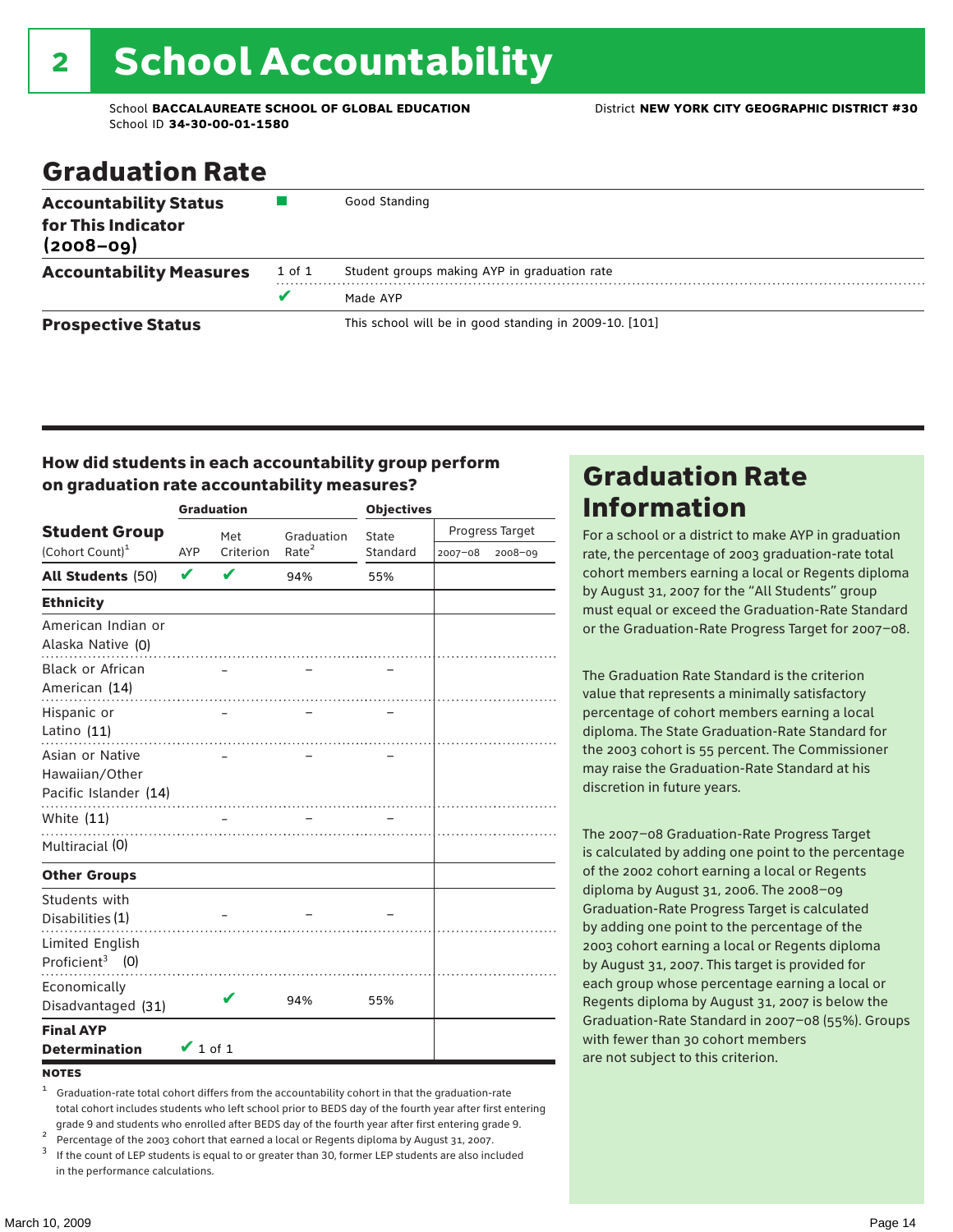# 2 School Accountability

School **BACCALAUREATE SCHOOL OF GLOBAL EDUCATION**
School ID **34-30-00-01-1580**

District **NEW YORK CITY GEOGRAPHIC DISTRICT #30**

## Graduation Rate

| | | |
|---|---|---|
| **Accountability Status for This Indicator (2008–09)** | ■ | Good Standing |
| **Accountability Measures** | 1 of 1 | Student groups making AYP in graduation rate |
| | ✔ | Made AYP |
| **Prospective Status** | | This school will be in good standing in 2009-10. [101] |

### How did students in each accountability group perform on graduation rate accountability measures?

| Student Group (Cohort Count)[1] | Graduation: AYP | Graduation: Met Criterion | Graduation: Graduation Rate[2] | Objectives: State Standard | Objectives: Progress Target 2007–08 | Objectives: Progress Target 2008–09 |
|---|---|---|---|---|---|---|
| **All Students** (50) | ✔ | ✔ | 94% | 55% | | |
| **Ethnicity** | | | | | | |
| American Indian or Alaska Native (0) | | | | | | |
| Black or African American (14) | | – | – | – | | |
| Hispanic or Latino (11) | | – | – | – | | |
| Asian or Native Hawaiian/Other Pacific Islander (14) | | – | – | – | | |
| White (11) | | – | – | – | | |
| Multiracial (0) | | | | | | |
| **Other Groups** | | | | | | |
| Students with Disabilities (1) | | – | – | – | | |
| Limited English Proficient[3] (0) | | | | | | |
| Economically Disadvantaged (31) | | ✔ | 94% | 55% | | |
| **Final AYP Determination** | ✔ 1 of 1 | | | | | |

**NOTES**

1 Graduation-rate total cohort differs from the accountability cohort in that the graduation-rate total cohort includes students who left school prior to BEDS day of the fourth year after first entering grade 9 and students who enrolled after BEDS day of the fourth year after first entering grade 9.

2 Percentage of the 2003 cohort that earned a local or Regents diploma by August 31, 2007.

3 If the count of LEP students is equal to or greater than 30, former LEP students are also included in the performance calculations.

## Graduation Rate Information

For a school or a district to make AYP in graduation rate, the percentage of 2003 graduation-rate total cohort members earning a local or Regents diploma by August 31, 2007 for the "All Students" group must equal or exceed the Graduation-Rate Standard or the Graduation-Rate Progress Target for 2007–08.

The Graduation Rate Standard is the criterion value that represents a minimally satisfactory percentage of cohort members earning a local diploma. The State Graduation-Rate Standard for the 2003 cohort is 55 percent. The Commissioner may raise the Graduation-Rate Standard at his discretion in future years.

The 2007–08 Graduation-Rate Progress Target is calculated by adding one point to the percentage of the 2002 cohort earning a local or Regents diploma by August 31, 2006. The 2008–09 Graduation-Rate Progress Target is calculated by adding one point to the percentage of the 2003 cohort earning a local or Regents diploma by August 31, 2007. This target is provided for each group whose percentage earning a local or Regents diploma by August 31, 2007 is below the Graduation-Rate Standard in 2007–08 (55%). Groups with fewer than 30 cohort members are not subject to this criterion.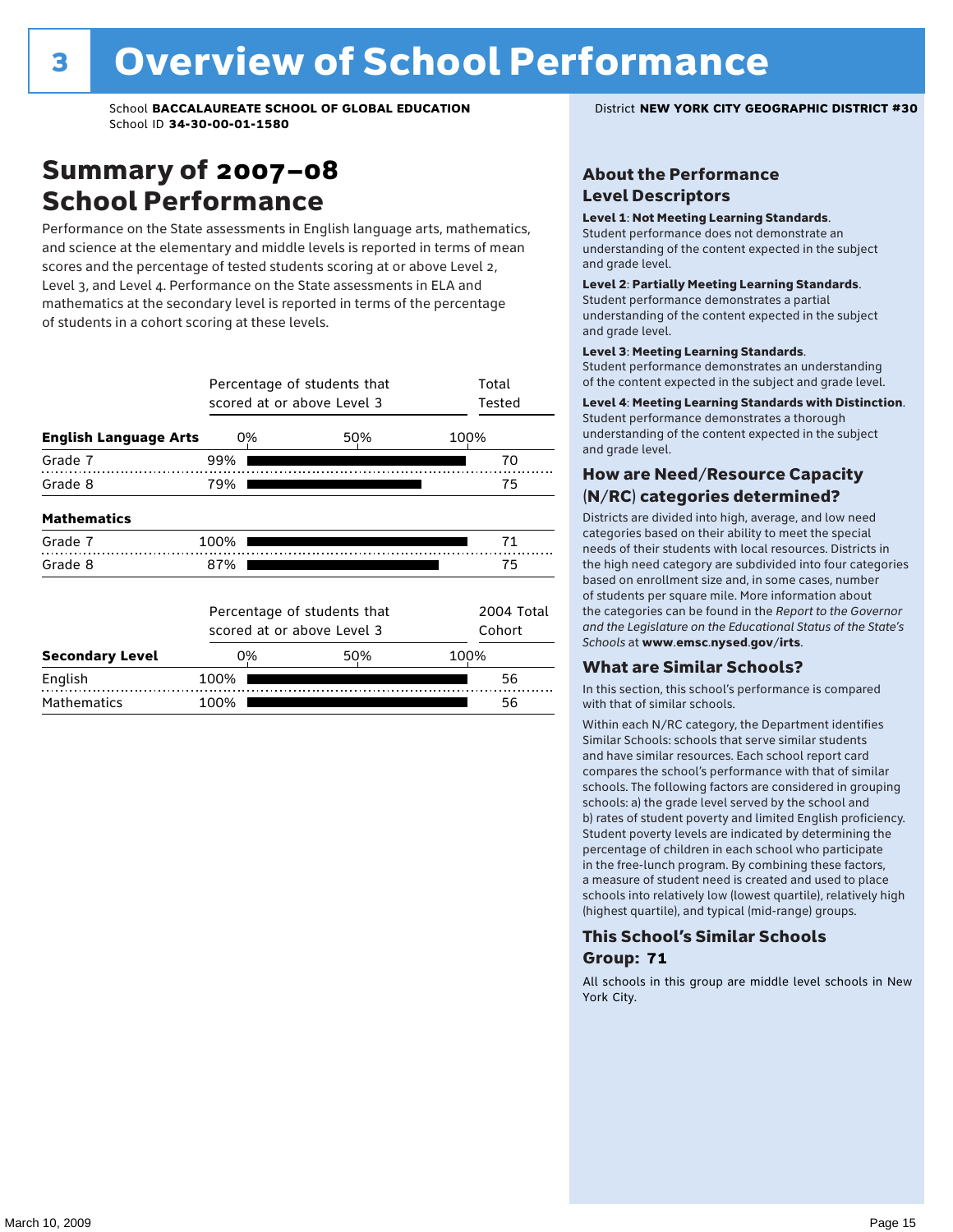# 3 Overview of School Performance

School **BACCALAUREATE SCHOOL OF GLOBAL EDUCATION**
School ID **34-30-00-01-1580**

District **NEW YORK CITY GEOGRAPHIC DISTRICT #30**

## Summary of 2007–08 School Performance

Performance on the State assessments in English language arts, mathematics, and science at the elementary and middle levels is reported in terms of mean scores and the percentage of tested students scoring at or above Level 2, Level 3, and Level 4. Performance on the State assessments in ELA and mathematics at the secondary level is reported in terms of the percentage of students in a cohort scoring at these levels.

| | Percentage of students that scored at or above Level 3 | Total Tested |
|---|---|---|
| **English Language Arts** | | |
| Grade 7 | 99% | 70 |
| Grade 8 | 79% | 75 |
| **Mathematics** | | |
| Grade 7 | 100% | 71 |
| Grade 8 | 87% | 75 |

| | Percentage of students that scored at or above Level 3 | 2004 Total Cohort |
|---|---|---|
| **Secondary Level** | | |
| English | 100% | 56 |
| Mathematics | 100% | 56 |

## About the Performance Level Descriptors

**Level 1**: **Not Meeting Learning Standards**. Student performance does not demonstrate an understanding of the content expected in the subject and grade level.

**Level 2**: **Partially Meeting Learning Standards**. Student performance demonstrates a partial understanding of the content expected in the subject and grade level.

**Level 3**: **Meeting Learning Standards**. Student performance demonstrates an understanding of the content expected in the subject and grade level.

**Level 4**: **Meeting Learning Standards with Distinction**. Student performance demonstrates a thorough understanding of the content expected in the subject and grade level.

## How are Need/Resource Capacity (N/RC) categories determined?

Districts are divided into high, average, and low need categories based on their ability to meet the special needs of their students with local resources. Districts in the high need category are subdivided into four categories based on enrollment size and, in some cases, number of students per square mile. More information about the categories can be found in the *Report to the Governor and the Legislature on the Educational Status of the State's Schools* at **www.emsc.nysed.gov/irts**.

## What are Similar Schools?

In this section, this school's performance is compared with that of similar schools.

Within each N/RC category, the Department identifies Similar Schools: schools that serve similar students and have similar resources. Each school report card compares the school's performance with that of similar schools. The following factors are considered in grouping schools: a) the grade level served by the school and b) rates of student poverty and limited English proficiency. Student poverty levels are indicated by determining the percentage of children in each school who participate in the free-lunch program. By combining these factors, a measure of student need is created and used to place schools into relatively low (lowest quartile), relatively high (highest quartile), and typical (mid-range) groups.

## This School's Similar Schools Group: 71

All schools in this group are middle level schools in New York City.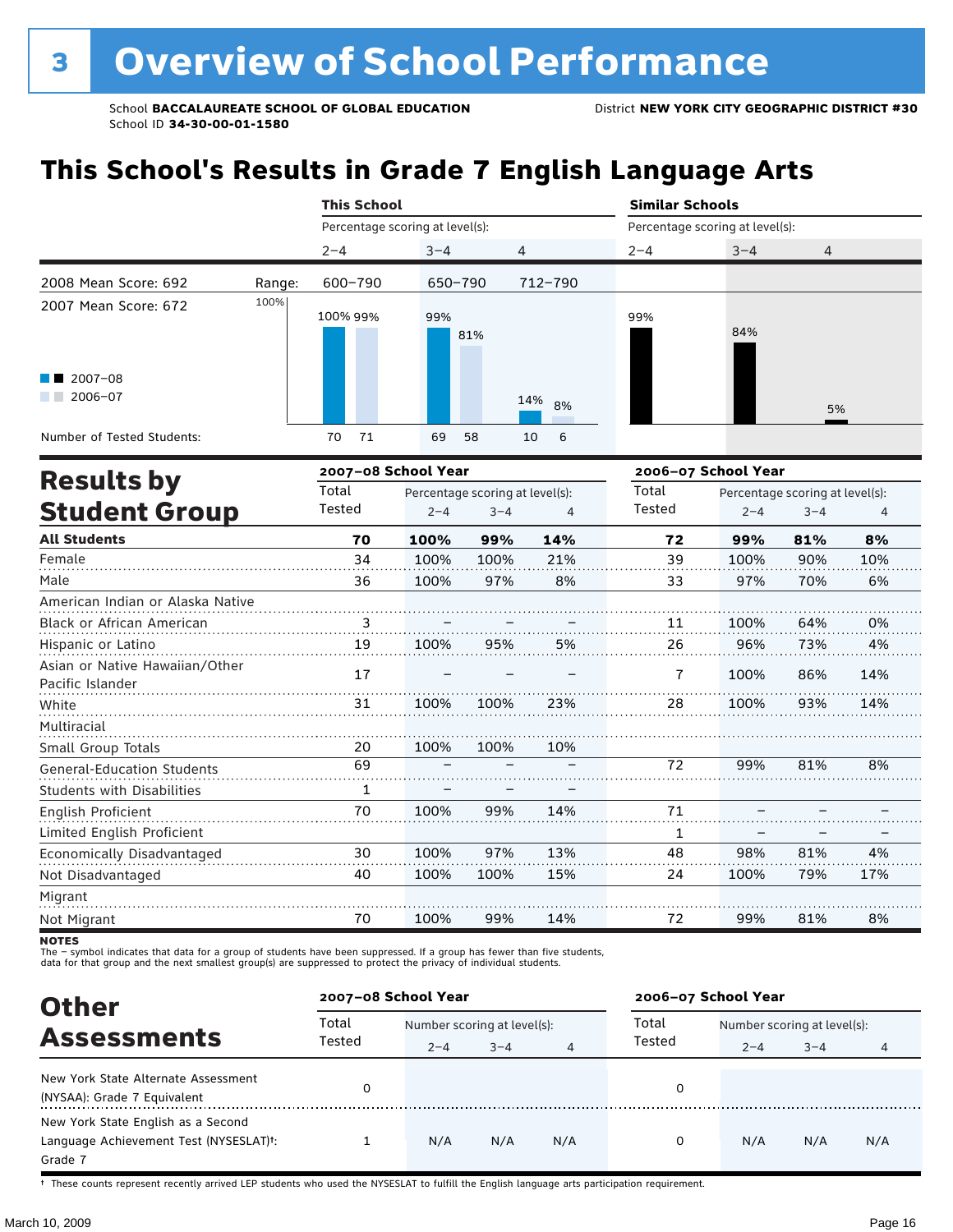# 3 Overview of School Performance

School **BACCALAUREATE SCHOOL OF GLOBAL EDUCATION**
School ID **34-30-00-01-1580**
District **NEW YORK CITY GEOGRAPHIC DISTRICT #30**

## This School's Results in Grade 7 English Language Arts

| | This School | | | Similar Schools | | |
|---|---|---|---|---|---|---|
| | Percentage scoring at level(s): | | | Percentage scoring at level(s): | | |
| | 2–4 | 3–4 | 4 | 2–4 | 3–4 | 4 |
| 2008 Mean Score: 692 — Range: | 600–790 | 650–790 | 712–790 | | | |
| 2007 Mean Score: 672 | | | | | | |
| 2007–08 | 100% | 99% | 14% | 99% | 84% | 5% |
| 2006–07 | 99% | 81% | 8% | | | |
| Number of Tested Students (2007–08) | 70 | 69 | 10 | | | |
| Number of Tested Students (2006–07) | 71 | 58 | 6 | | | |

## Results by Student Group

| | 2007–08 School Year | | | | 2006–07 School Year | | | |
|---|---|---|---|---|---|---|---|---|
| | Total Tested | Percentage scoring at level(s): 2–4 | 3–4 | 4 | Total Tested | Percentage scoring at level(s): 2–4 | 3–4 | 4 |
| **All Students** | **70** | **100%** | **99%** | **14%** | **72** | **99%** | **81%** | **8%** |
| Female | 34 | 100% | 100% | 21% | 39 | 100% | 90% | 10% |
| Male | 36 | 100% | 97% | 8% | 33 | 97% | 70% | 6% |
| American Indian or Alaska Native | | | | | | | | |
| Black or African American | 3 | – | – | – | 11 | 100% | 64% | 0% |
| Hispanic or Latino | 19 | 100% | 95% | 5% | 26 | 96% | 73% | 4% |
| Asian or Native Hawaiian/Other Pacific Islander | 17 | – | – | – | 7 | 100% | 86% | 14% |
| White | 31 | 100% | 100% | 23% | 28 | 100% | 93% | 14% |
| Multiracial | | | | | | | | |
| Small Group Totals | 20 | 100% | 100% | 10% | | | | |
| General-Education Students | 69 | – | – | – | 72 | 99% | 81% | 8% |
| Students with Disabilities | 1 | – | – | – | | | | |
| English Proficient | 70 | 100% | 99% | 14% | 71 | – | – | – |
| Limited English Proficient | | | | | 1 | – | – | – |
| Economically Disadvantaged | 30 | 100% | 97% | 13% | 48 | 98% | 81% | 4% |
| Not Disadvantaged | 40 | 100% | 100% | 15% | 24 | 100% | 79% | 17% |
| Migrant | | | | | | | | |
| Not Migrant | 70 | 100% | 99% | 14% | 72 | 99% | 81% | 8% |

**NOTES**
The – symbol indicates that data for a group of students have been suppressed. If a group has fewer than five students, data for that group and the next smallest group(s) are suppressed to protect the privacy of individual students.

## Other Assessments

| | 2007–08 School Year | | | | 2006–07 School Year | | | |
|---|---|---|---|---|---|---|---|---|
| | Total Tested | Number scoring at level(s): 2–4 | 3–4 | 4 | Total Tested | Number scoring at level(s): 2–4 | 3–4 | 4 |
| New York State Alternate Assessment (NYSAA): Grade 7 Equivalent | 0 | | | | 0 | | | |
| New York State English as a Second Language Achievement Test (NYSESLAT)†: Grade 7 | 1 | N/A | N/A | N/A | 0 | N/A | N/A | N/A |

† These counts represent recently arrived LEP students who used the NYSESLAT to fulfill the English language arts participation requirement.

March 10, 2009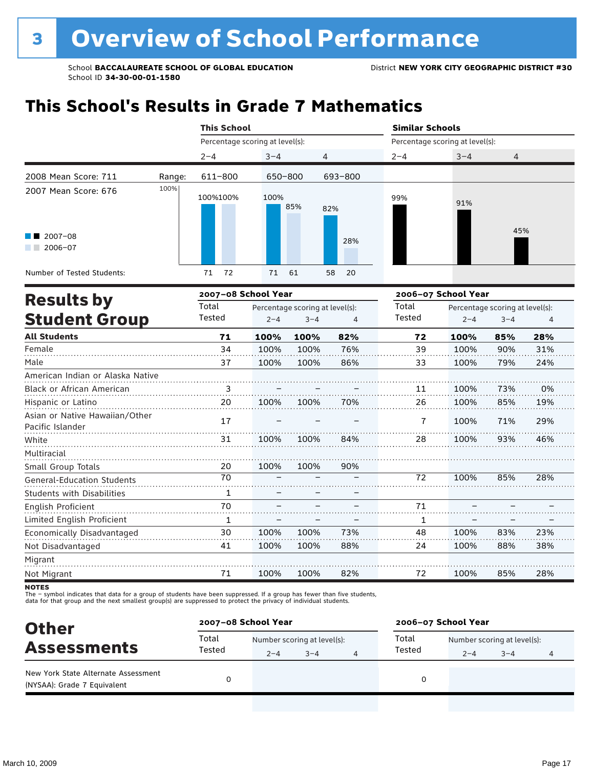# 3 Overview of School Performance

School **BACCALAUREATE SCHOOL OF GLOBAL EDUCATION** District **NEW YORK CITY GEOGRAPHIC DISTRICT #30**
School ID **34-30-00-01-1580**

## This School's Results in Grade 7 Mathematics

| | | This School | | | | | | Similar Schools | | |
|---|---|---|---|---|---|---|---|---|---|---|
| | | Percentage scoring at level(s): | | | | | | Percentage scoring at level(s): | | |
| | | 2–4 | | 3–4 | | 4 | | 2–4 | 3–4 | 4 |
| 2008 Mean Score: 711 | Range: | 611–800 | | 650–800 | | 693–800 | | | | |
| 2007 Mean Score: 676 | | 2007–08 | 2006–07 | 2007–08 | 2006–07 | 2007–08 | 2006–07 | 2007–08 | 2007–08 | 2007–08 |
| | | 100% | 100% | 100% | 85% | 82% | 28% | 99% | 91% | 45% |
| Number of Tested Students: | | 71 | 72 | 71 | 61 | 58 | 20 | | | |

## Results by Student Group

| | 2007–08 School Year | | | | 2006–07 School Year | | | |
|---|---|---|---|---|---|---|---|---|
| | Total Tested | Percentage scoring at level(s): 2–4 | 3–4 | 4 | Total Tested | Percentage scoring at level(s): 2–4 | 3–4 | 4 |
| **All Students** | **71** | **100%** | **100%** | **82%** | **72** | **100%** | **85%** | **28%** |
| Female | 34 | 100% | 100% | 76% | 39 | 100% | 90% | 31% |
| Male | 37 | 100% | 100% | 86% | 33 | 100% | 79% | 24% |
| American Indian or Alaska Native | | | | | | | | |
| Black or African American | 3 | – | – | – | 11 | 100% | 73% | 0% |
| Hispanic or Latino | 20 | 100% | 100% | 70% | 26 | 100% | 85% | 19% |
| Asian or Native Hawaiian/Other Pacific Islander | 17 | – | – | – | 7 | 100% | 71% | 29% |
| White | 31 | 100% | 100% | 84% | 28 | 100% | 93% | 46% |
| Multiracial | | | | | | | | |
| Small Group Totals | 20 | 100% | 100% | 90% | | | | |
| General-Education Students | 70 | – | – | – | 72 | 100% | 85% | 28% |
| Students with Disabilities | 1 | – | – | – | | | | |
| English Proficient | 70 | – | – | – | 71 | – | – | – |
| Limited English Proficient | 1 | – | – | – | 1 | – | – | – |
| Economically Disadvantaged | 30 | 100% | 100% | 73% | 48 | 100% | 83% | 23% |
| Not Disadvantaged | 41 | 100% | 100% | 88% | 24 | 100% | 88% | 38% |
| Migrant | | | | | | | | |
| Not Migrant | 71 | 100% | 100% | 82% | 72 | 100% | 85% | 28% |

**NOTES**
The – symbol indicates that data for a group of students have been suppressed. If a group has fewer than five students, data for that group and the next smallest group(s) are suppressed to protect the privacy of individual students.

## Other Assessments

| | 2007–08 School Year | | | | 2006–07 School Year | | | |
|---|---|---|---|---|---|---|---|---|
| | Total Tested | Number scoring at level(s): 2–4 | 3–4 | 4 | Total Tested | Number scoring at level(s): 2–4 | 3–4 | 4 |
| New York State Alternate Assessment (NYSAA): Grade 7 Equivalent | 0 | | | | 0 | | | |

March 10, 2009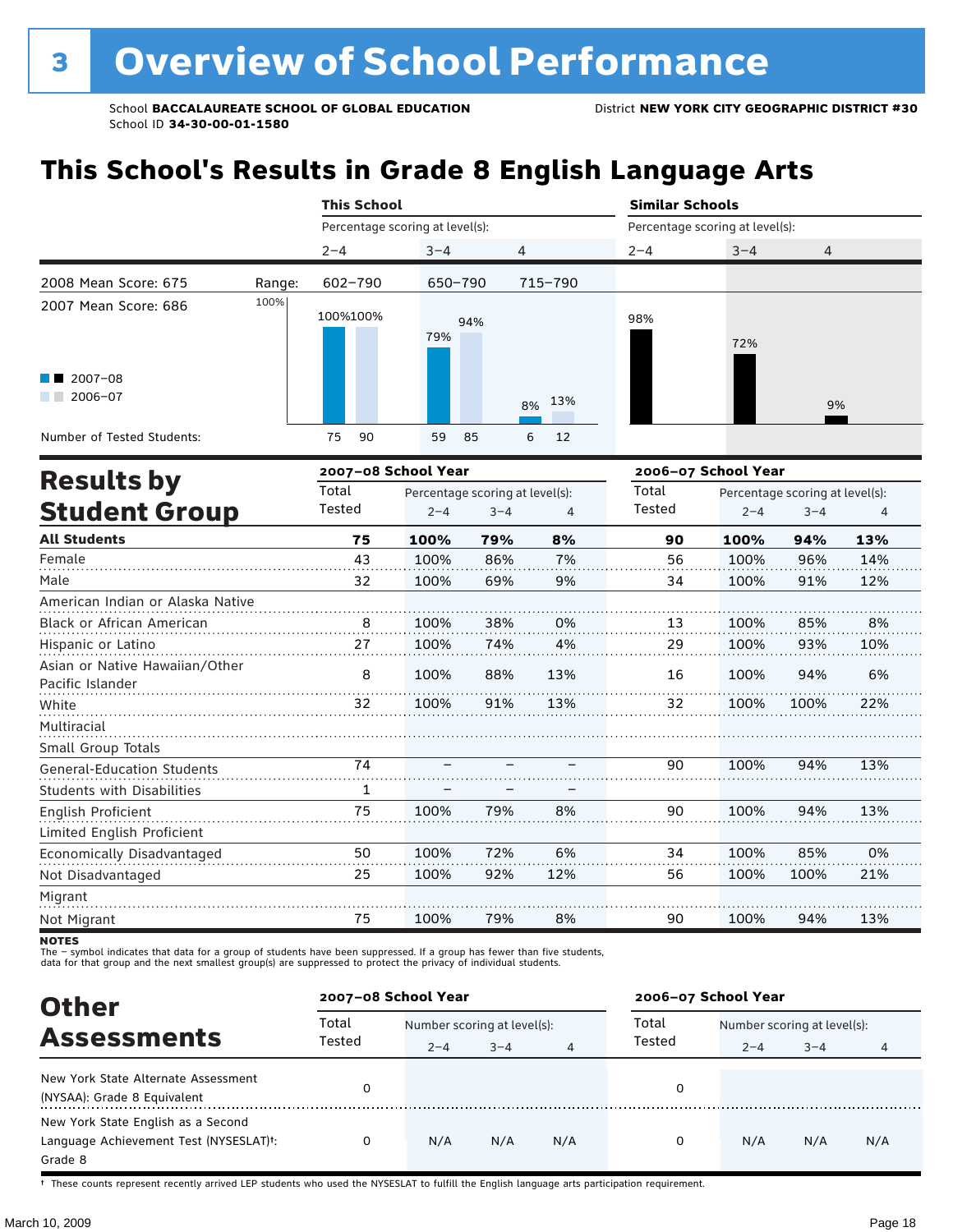# 3 Overview of School Performance

School **BACCALAUREATE SCHOOL OF GLOBAL EDUCATION** District **NEW YORK CITY GEOGRAPHIC DISTRICT #30**
School ID **34-30-00-01-1580**

## This School's Results in Grade 8 English Language Arts

| | | This School | | | Similar Schools | | |
|---|---|---|---|---|---|---|---|
| | | Percentage scoring at level(s): | | | Percentage scoring at level(s): | | |
| | | 2–4 | 3–4 | 4 | 2–4 | 3–4 | 4 |
| 2008 Mean Score: 675 | Range: | 602–790 | 650–790 | 715–790 | | | |
| 2007 Mean Score: 686 | 2007–08 | 100% | 79% | 8% | 98% | 72% | 9% |
| | 2006–07 | 100% | 94% | 13% | | | |
| Number of Tested Students: | 2007–08 | 75 | 59 | 6 | | | |
| | 2006–07 | 90 | 85 | 12 | | | |

## Results by Student Group

| | 2007–08 School Year | | | | 2006–07 School Year | | | |
|---|---|---|---|---|---|---|---|---|
| | Total Tested | Percentage scoring at level(s): | | | Total Tested | Percentage scoring at level(s): | | |
| | | 2–4 | 3–4 | 4 | | 2–4 | 3–4 | 4 |
| **All Students** | **75** | **100%** | **79%** | **8%** | **90** | **100%** | **94%** | **13%** |
| Female | 43 | 100% | 86% | 7% | 56 | 100% | 96% | 14% |
| Male | 32 | 100% | 69% | 9% | 34 | 100% | 91% | 12% |
| American Indian or Alaska Native | | | | | | | | |
| Black or African American | 8 | 100% | 38% | 0% | 13 | 100% | 85% | 8% |
| Hispanic or Latino | 27 | 100% | 74% | 4% | 29 | 100% | 93% | 10% |
| Asian or Native Hawaiian/Other Pacific Islander | 8 | 100% | 88% | 13% | 16 | 100% | 94% | 6% |
| White | 32 | 100% | 91% | 13% | 32 | 100% | 100% | 22% |
| Multiracial | | | | | | | | |
| Small Group Totals | | | | | | | | |
| General-Education Students | 74 | – | – | – | 90 | 100% | 94% | 13% |
| Students with Disabilities | 1 | – | – | – | | | | |
| English Proficient | 75 | 100% | 79% | 8% | 90 | 100% | 94% | 13% |
| Limited English Proficient | | | | | | | | |
| Economically Disadvantaged | 50 | 100% | 72% | 6% | 34 | 100% | 85% | 0% |
| Not Disadvantaged | 25 | 100% | 92% | 12% | 56 | 100% | 100% | 21% |
| Migrant | | | | | | | | |
| Not Migrant | 75 | 100% | 79% | 8% | 90 | 100% | 94% | 13% |

**NOTES**
The – symbol indicates that data for a group of students have been suppressed. If a group has fewer than five students, data for that group and the next smallest group(s) are suppressed to protect the privacy of individual students.

## Other Assessments

| | 2007–08 School Year | | | | 2006–07 School Year | | | |
|---|---|---|---|---|---|---|---|---|
| | Total Tested | Number scoring at level(s): | | | Total Tested | Number scoring at level(s): | | |
| | | 2–4 | 3–4 | 4 | | 2–4 | 3–4 | 4 |
| New York State Alternate Assessment (NYSAA): Grade 8 Equivalent | 0 | | | | 0 | | | |
| New York State English as a Second Language Achievement Test (NYSESLAT)†: Grade 8 | 0 | N/A | N/A | N/A | 0 | N/A | N/A | N/A |

† These counts represent recently arrived LEP students who used the NYSESLAT to fulfill the English language arts participation requirement.

March 10, 2009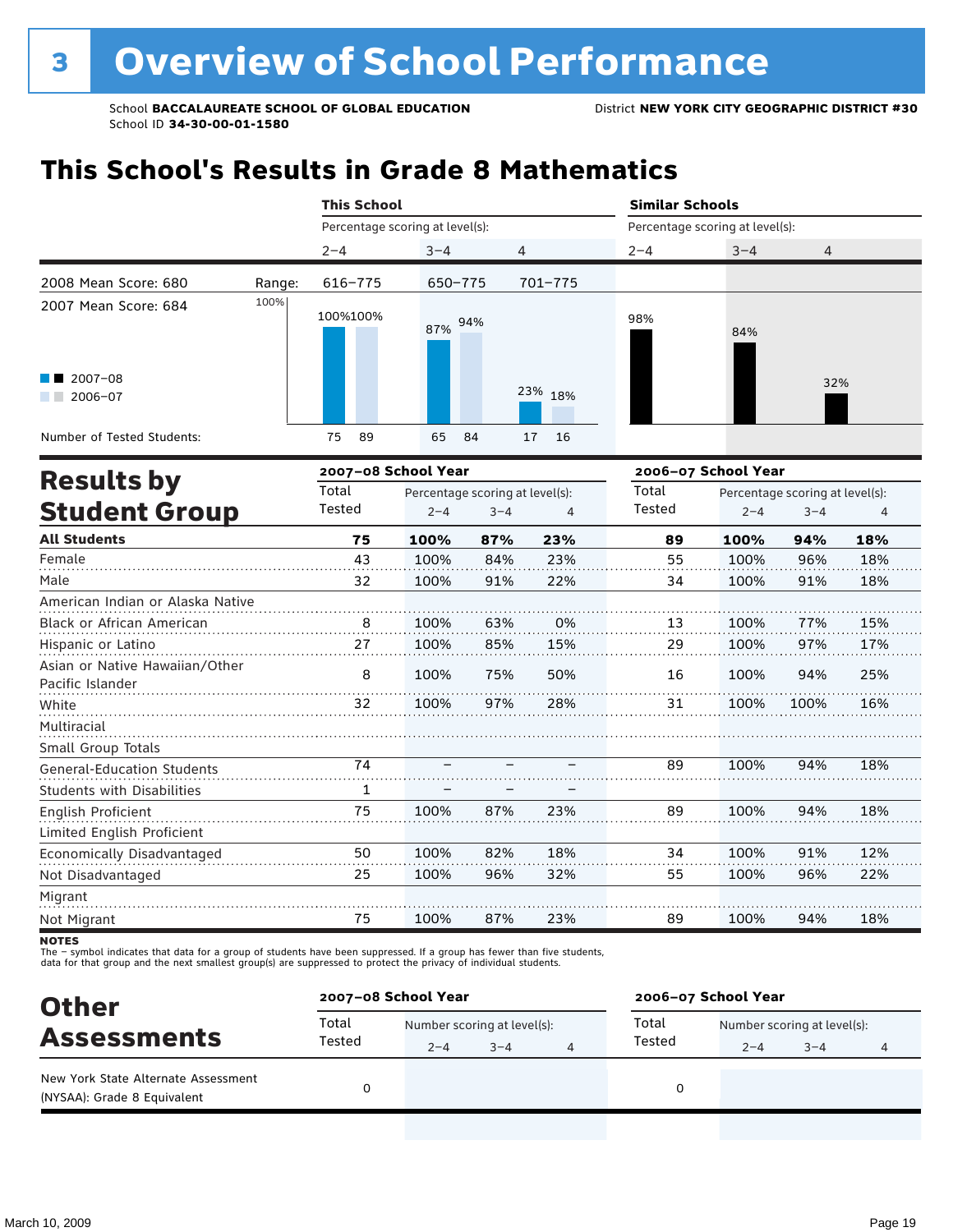# 3 Overview of School Performance

School **BACCALAUREATE SCHOOL OF GLOBAL EDUCATION**
School ID **34-30-00-01-1580**
District **NEW YORK CITY GEOGRAPHIC DISTRICT #30**

## This School's Results in Grade 8 Mathematics

2008 Mean Score: 680
2007 Mean Score: 684

| | This School: 2–4 | This School: 3–4 | This School: 4 | Similar Schools: 2–4 | Similar Schools: 3–4 | Similar Schools: 4 |
|---|---|---|---|---|---|---|
| Range: | 616–775 | 650–775 | 701–775 | | | |
| 2007–08 | 100% | 87% | 23% | 98% | 84% | 32% |
| 2006–07 | 100% | 94% | 18% | | | |
| Number of Tested Students (2007–08) | 75 | 65 | 17 | | | |
| Number of Tested Students (2006–07) | 89 | 84 | 16 | | | |

## Results by Student Group

| | 2007–08 Total Tested | 2007–08 % 2–4 | 2007–08 % 3–4 | 2007–08 % 4 | 2006–07 Total Tested | 2006–07 % 2–4 | 2006–07 % 3–4 | 2006–07 % 4 |
|---|---|---|---|---|---|---|---|---|
| **All Students** | **75** | **100%** | **87%** | **23%** | **89** | **100%** | **94%** | **18%** |
| Female | 43 | 100% | 84% | 23% | 55 | 100% | 96% | 18% |
| Male | 32 | 100% | 91% | 22% | 34 | 100% | 91% | 18% |
| American Indian or Alaska Native | | | | | | | | |
| Black or African American | 8 | 100% | 63% | 0% | 13 | 100% | 77% | 15% |
| Hispanic or Latino | 27 | 100% | 85% | 15% | 29 | 100% | 97% | 17% |
| Asian or Native Hawaiian/Other Pacific Islander | 8 | 100% | 75% | 50% | 16 | 100% | 94% | 25% |
| White | 32 | 100% | 97% | 28% | 31 | 100% | 100% | 16% |
| Multiracial | | | | | | | | |
| Small Group Totals | | | | | | | | |
| General-Education Students | 74 | – | – | – | 89 | 100% | 94% | 18% |
| Students with Disabilities | 1 | – | – | – | | | | |
| English Proficient | 75 | 100% | 87% | 23% | 89 | 100% | 94% | 18% |
| Limited English Proficient | | | | | | | | |
| Economically Disadvantaged | 50 | 100% | 82% | 18% | 34 | 100% | 91% | 12% |
| Not Disadvantaged | 25 | 100% | 96% | 32% | 55 | 100% | 96% | 22% |
| Migrant | | | | | | | | |
| Not Migrant | 75 | 100% | 87% | 23% | 89 | 100% | 94% | 18% |

**NOTES**
The – symbol indicates that data for a group of students have been suppressed. If a group has fewer than five students, data for that group and the next smallest group(s) are suppressed to protect the privacy of individual students.

## Other Assessments

| | 2007–08 Total Tested | 2007–08 Number 2–4 | 2007–08 Number 3–4 | 2007–08 Number 4 | 2006–07 Total Tested | 2006–07 Number 2–4 | 2006–07 Number 3–4 | 2006–07 Number 4 |
|---|---|---|---|---|---|---|---|---|
| New York State Alternate Assessment (NYSAA): Grade 8 Equivalent | 0 | | | | 0 | | | |

March 10, 2009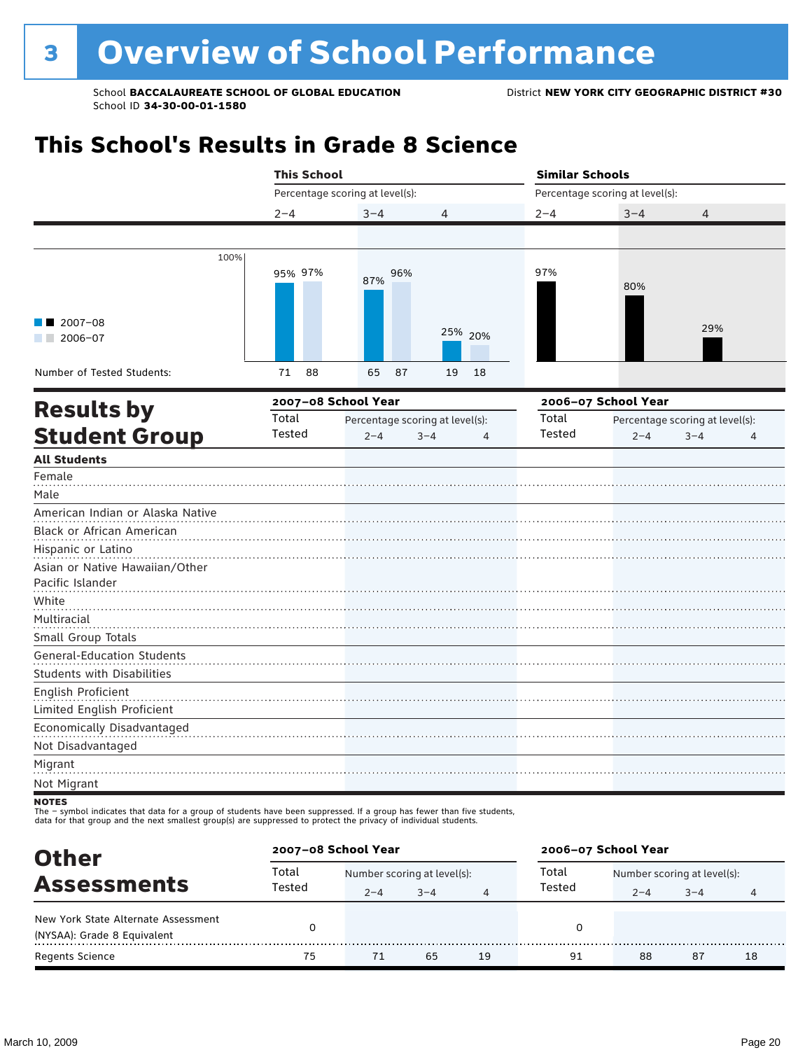# 3 Overview of School Performance

School **BACCALAUREATE SCHOOL OF GLOBAL EDUCATION**
School ID **34-30-00-01-1580**

District **NEW YORK CITY GEOGRAPHIC DISTRICT #30**

## This School's Results in Grade 8 Science

| | This School | | | | | | Similar Schools | | |
|---|---|---|---|---|---|---|---|---|---|
| Percentage scoring at level(s): | 2–4 | | 3–4 | | 4 | | 2–4 | 3–4 | 4 |
| | 2007–08 | 2006–07 | 2007–08 | 2006–07 | 2007–08 | 2006–07 | | | |
| Percentage | 95% | 97% | 87% | 96% | 25% | 20% | 97% | 80% | 29% |
| Number of Tested Students: | 71 | 88 | 65 | 87 | 19 | 18 | | | |

## Results by Student Group

| | 2007–08 School Year | | | | 2006–07 School Year | | | |
|---|---|---|---|---|---|---|---|---|
| | Total Tested | Percentage scoring at level(s): 2–4 | 3–4 | 4 | Total Tested | Percentage scoring at level(s): 2–4 | 3–4 | 4 |
| **All Students** | | | | | | | | |
| Female | | | | | | | | |
| Male | | | | | | | | |
| American Indian or Alaska Native | | | | | | | | |
| Black or African American | | | | | | | | |
| Hispanic or Latino | | | | | | | | |
| Asian or Native Hawaiian/Other Pacific Islander | | | | | | | | |
| White | | | | | | | | |
| Multiracial | | | | | | | | |
| Small Group Totals | | | | | | | | |
| General-Education Students | | | | | | | | |
| Students with Disabilities | | | | | | | | |
| English Proficient | | | | | | | | |
| Limited English Proficient | | | | | | | | |
| Economically Disadvantaged | | | | | | | | |
| Not Disadvantaged | | | | | | | | |
| Migrant | | | | | | | | |
| Not Migrant | | | | | | | | |

**NOTES**
The – symbol indicates that data for a group of students have been suppressed. If a group has fewer than five students, data for that group and the next smallest group(s) are suppressed to protect the privacy of individual students.

## Other Assessments

| | 2007–08 School Year | | | | 2006–07 School Year | | | |
|---|---|---|---|---|---|---|---|---|
| | Total Tested | Number scoring at level(s): 2–4 | 3–4 | 4 | Total Tested | Number scoring at level(s): 2–4 | 3–4 | 4 |
| New York State Alternate Assessment (NYSAA): Grade 8 Equivalent | 0 | | | | 0 | | | |
| Regents Science | 75 | 71 | 65 | 19 | 91 | 88 | 87 | 18 |

March 10, 2009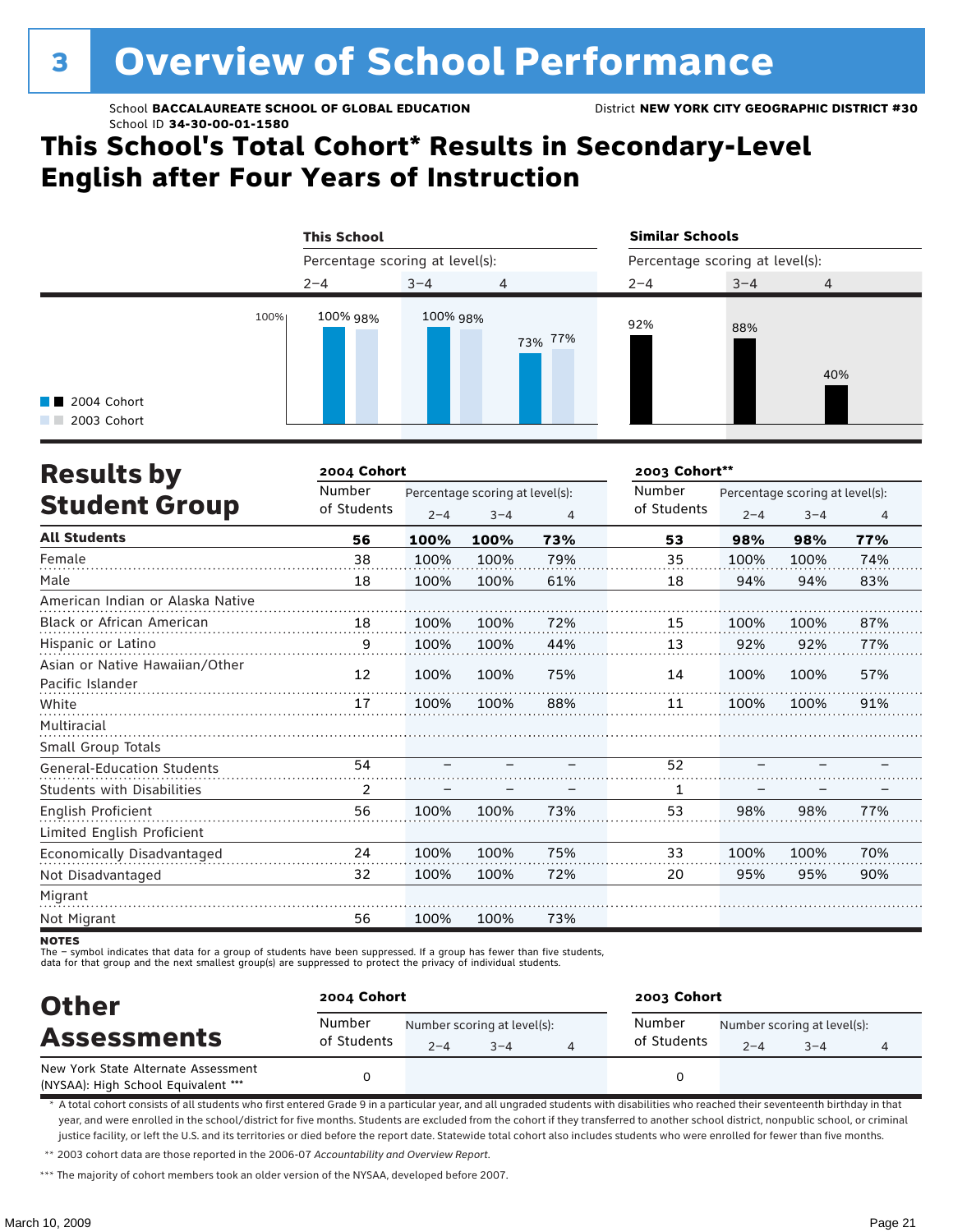# 3 Overview of School Performance

School **BACCALAUREATE SCHOOL OF GLOBAL EDUCATION** District **NEW YORK CITY GEOGRAPHIC DISTRICT #30**
School ID **34-30-00-01-1580**

## This School's Total Cohort* Results in Secondary-Level English after Four Years of Instruction

| | This School | | | Similar Schools | | |
|---|---|---|---|---|---|---|
| Percentage scoring at level(s): | 2–4 | 3–4 | 4 | 2–4 | 3–4 | 4 |
| 2004 Cohort | 100% | 100% | 73% | 92% | 88% | 40% |
| 2003 Cohort | 98% | 98% | 77% | | | |

## Results by Student Group

| | 2004 Cohort | | | | 2003 Cohort** | | | |
|---|---|---|---|---|---|---|---|---|
| | Number of Students | Percentage scoring at level(s): 2–4 | 3–4 | 4 | Number of Students | Percentage scoring at level(s): 2–4 | 3–4 | 4 |
| **All Students** | **56** | **100%** | **100%** | **73%** | **53** | **98%** | **98%** | **77%** |
| Female | 38 | 100% | 100% | 79% | 35 | 100% | 100% | 74% |
| Male | 18 | 100% | 100% | 61% | 18 | 94% | 94% | 83% |
| American Indian or Alaska Native | | | | | | | | |
| Black or African American | 18 | 100% | 100% | 72% | 15 | 100% | 100% | 87% |
| Hispanic or Latino | 9 | 100% | 100% | 44% | 13 | 92% | 92% | 77% |
| Asian or Native Hawaiian/Other Pacific Islander | 12 | 100% | 100% | 75% | 14 | 100% | 100% | 57% |
| White | 17 | 100% | 100% | 88% | 11 | 100% | 100% | 91% |
| Multiracial | | | | | | | | |
| Small Group Totals | | | | | | | | |
| General-Education Students | 54 | – | – | – | 52 | – | – | – |
| Students with Disabilities | 2 | – | – | – | 1 | – | – | – |
| English Proficient | 56 | 100% | 100% | 73% | 53 | 98% | 98% | 77% |
| Limited English Proficient | | | | | | | | |
| Economically Disadvantaged | 24 | 100% | 100% | 75% | 33 | 100% | 100% | 70% |
| Not Disadvantaged | 32 | 100% | 100% | 72% | 20 | 95% | 95% | 90% |
| Migrant | | | | | | | | |
| Not Migrant | 56 | 100% | 100% | 73% | | | | |

**NOTES**
The – symbol indicates that data for a group of students have been suppressed. If a group has fewer than five students, data for that group and the next smallest group(s) are suppressed to protect the privacy of individual students.

## Other Assessments

| | 2004 Cohort | | | | 2003 Cohort | | | |
|---|---|---|---|---|---|---|---|---|
| | Number of Students | Number scoring at level(s): 2–4 | 3–4 | 4 | Number of Students | Number scoring at level(s): 2–4 | 3–4 | 4 |
| New York State Alternate Assessment (NYSAA): High School Equivalent *** | 0 | | | | 0 | | | |

\* A total cohort consists of all students who first entered Grade 9 in a particular year, and all ungraded students with disabilities who reached their seventeenth birthday in that year, and were enrolled in the school/district for five months. Students are excluded from the cohort if they transferred to another school district, nonpublic school, or criminal justice facility, or left the U.S. and its territories or died before the report date. Statewide total cohort also includes students who were enrolled for fewer than five months.

** 2003 cohort data are those reported in the 2006-07 *Accountability and Overview Report*.

*** The majority of cohort members took an older version of the NYSAA, developed before 2007.

March 10, 2009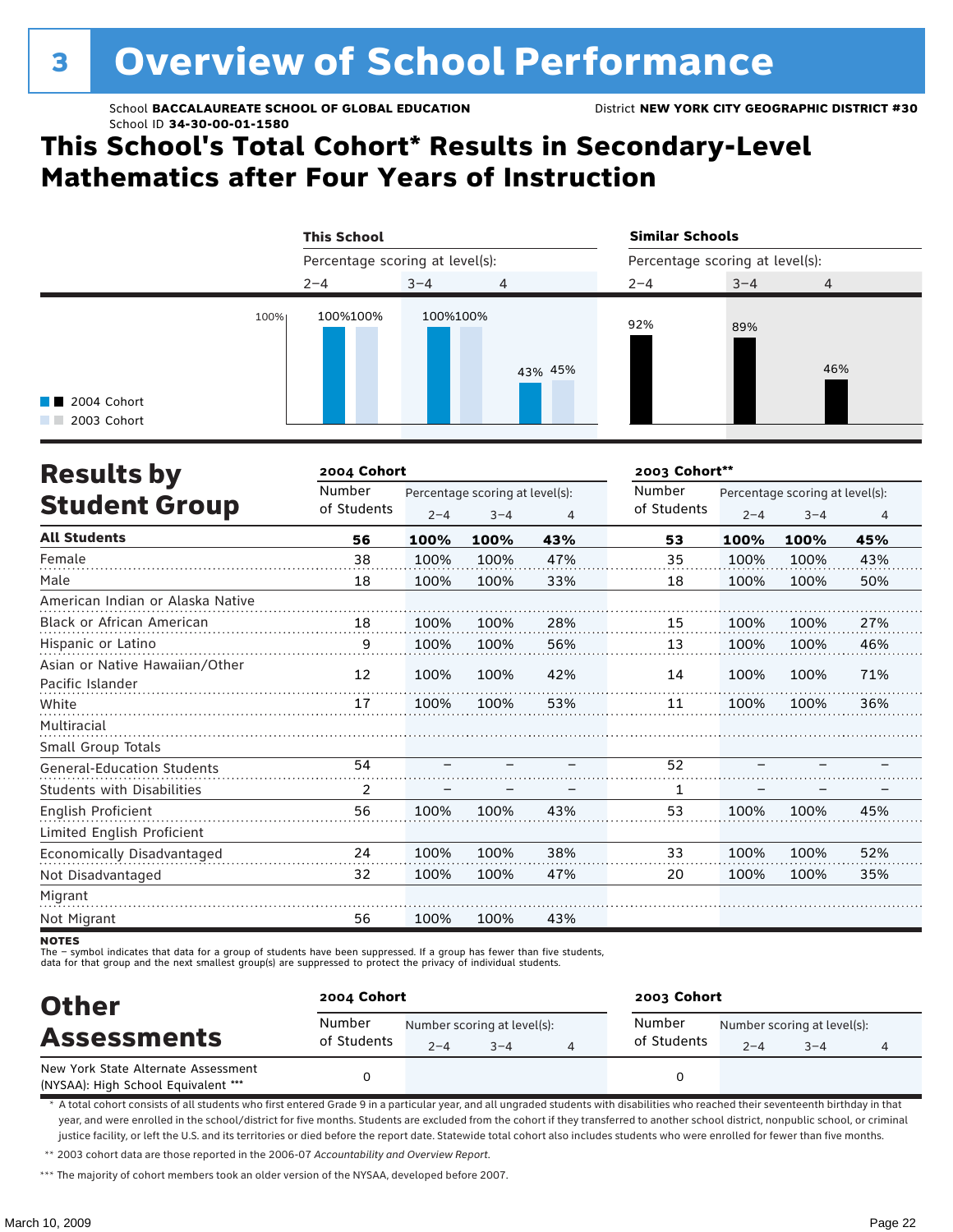# 3 Overview of School Performance

School **BACCALAUREATE SCHOOL OF GLOBAL EDUCATION**
School ID **34-30-00-01-1580**
District **NEW YORK CITY GEOGRAPHIC DISTRICT #30**

## This School's Total Cohort* Results in Secondary-Level Mathematics after Four Years of Instruction

**This School**
Percentage scoring at level(s):
2–4 3–4 4
100%
100% 100%
100% 100%
43% 45%

**Similar Schools**
Percentage scoring at level(s):
2–4 3–4 4
92%
89%
46%

2004 Cohort
2003 Cohort

## Results by Student Group

| | 2004 Cohort | | | | 2003 Cohort** | | | |
|---|---|---|---|---|---|---|---|---|
| | Number of Students | Percentage scoring at level(s): 2–4 | 3–4 | 4 | Number of Students | Percentage scoring at level(s): 2–4 | 3–4 | 4 |
| **All Students** | **56** | **100%** | **100%** | **43%** | **53** | **100%** | **100%** | **45%** |
| Female | 38 | 100% | 100% | 47% | 35 | 100% | 100% | 43% |
| Male | 18 | 100% | 100% | 33% | 18 | 100% | 100% | 50% |
| American Indian or Alaska Native | | | | | | | | |
| Black or African American | 18 | 100% | 100% | 28% | 15 | 100% | 100% | 27% |
| Hispanic or Latino | 9 | 100% | 100% | 56% | 13 | 100% | 100% | 46% |
| Asian or Native Hawaiian/Other Pacific Islander | 12 | 100% | 100% | 42% | 14 | 100% | 100% | 71% |
| White | 17 | 100% | 100% | 53% | 11 | 100% | 100% | 36% |
| Multiracial | | | | | | | | |
| Small Group Totals | | | | | | | | |
| General-Education Students | 54 | – | – | – | 52 | – | – | – |
| Students with Disabilities | 2 | – | – | – | 1 | – | – | – |
| English Proficient | 56 | 100% | 100% | 43% | 53 | 100% | 100% | 45% |
| Limited English Proficient | | | | | | | | |
| Economically Disadvantaged | 24 | 100% | 100% | 38% | 33 | 100% | 100% | 52% |
| Not Disadvantaged | 32 | 100% | 100% | 47% | 20 | 100% | 100% | 35% |
| Migrant | | | | | | | | |
| Not Migrant | 56 | 100% | 100% | 43% | | | | |

**NOTES**
The – symbol indicates that data for a group of students have been suppressed. If a group has fewer than five students, data for that group and the next smallest group(s) are suppressed to protect the privacy of individual students.

## Other Assessments

| | 2004 Cohort | | | | 2003 Cohort | | | |
|---|---|---|---|---|---|---|---|---|
| | Number of Students | Number scoring at level(s): 2–4 | 3–4 | 4 | Number of Students | Number scoring at level(s): 2–4 | 3–4 | 4 |
| New York State Alternate Assessment (NYSAA): High School Equivalent *** | 0 | | | | 0 | | | |

\* A total cohort consists of all students who first entered Grade 9 in a particular year, and all ungraded students with disabilities who reached their seventeenth birthday in that year, and were enrolled in the school/district for five months. Students are excluded from the cohort if they transferred to another school district, nonpublic school, or criminal justice facility, or left the U.S. and its territories or died before the report date. Statewide total cohort also includes students who were enrolled for fewer than five months.

\** 2003 cohort data are those reported in the 2006-07 *Accountability and Overview Report*.

\*** The majority of cohort members took an older version of the NYSAA, developed before 2007.

March 10, 2009